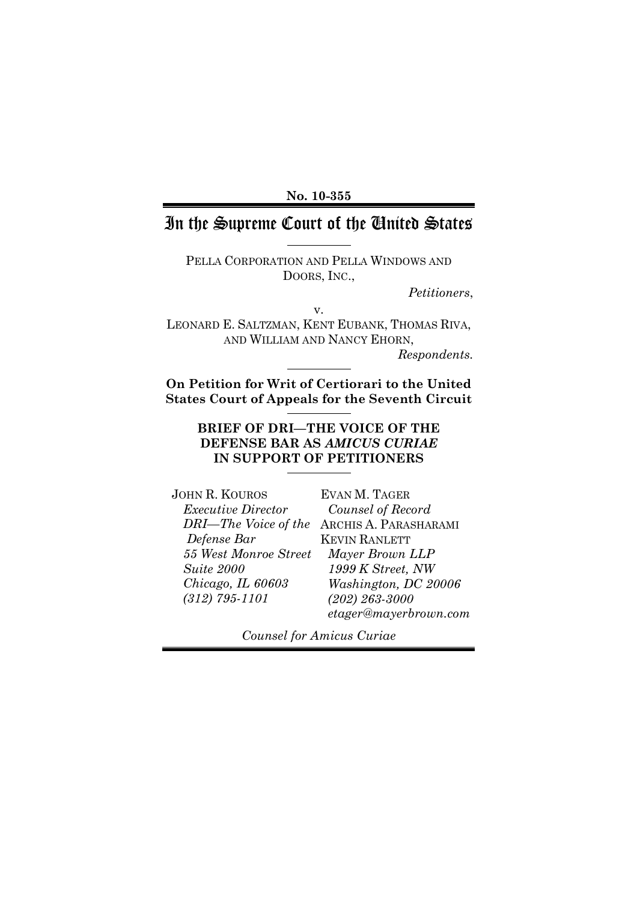**No. 10-355**

# In the Supreme Court of the United States

PELLA CORPORATION AND PELLA WINDOWS AND DOORS, INC.,

*Petitioners*,

v.

LEONARD E. SALTZMAN, KENT EUBANK, THOMAS RIVA, AND WILLIAM AND NANCY EHORN,

*Respondents.*

**On Petition for Writ of Certiorari to the United States Court of Appeals for the Seventh Circuit**

**BRIEF OF DRI—THE VOICE OF THE DEFENSE BAR AS *AMICUS CURIAE* IN SUPPORT OF PETITIONERS**

JOHN R. KOUROS
*Executive Director*
*DRI—The Voice of the Defense Bar*
*55 West Monroe Street*
*Suite 2000*
*Chicago, IL 60603*
*(312) 795-1101*

EVAN M. TAGER
*Counsel of Record*
ARCHIS A. PARASHARAMI
KEVIN RANLETT
*Mayer Brown LLP*
*1999 K Street, NW*
*Washington, DC 20006*
*(202) 263-3000*
*etager@mayerbrown.com*

*Counsel for Amicus Curiae*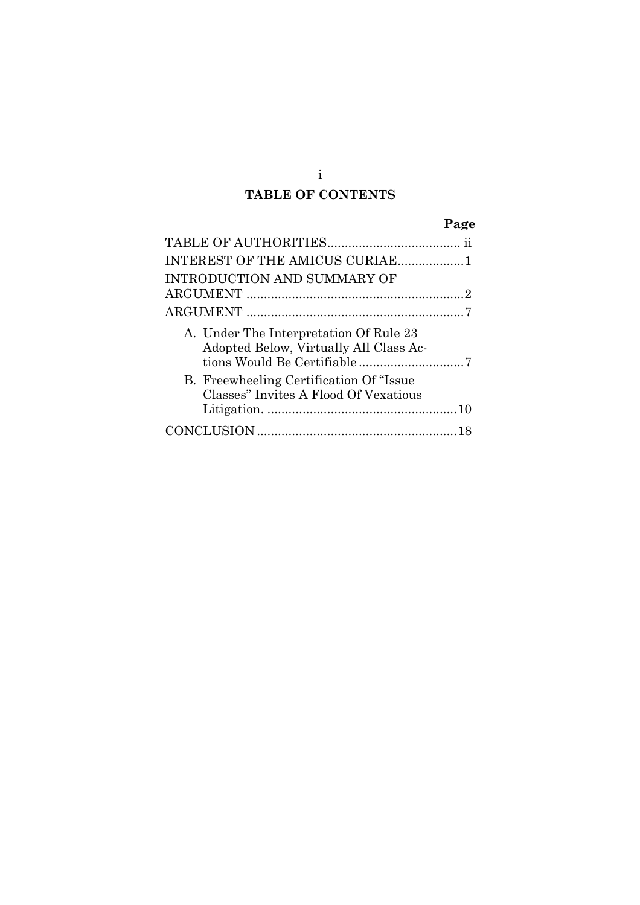# TABLE OF CONTENTS

| | Page |
|---|---|
| TABLE OF AUTHORITIES | ii |
| INTEREST OF THE AMICUS CURIAE | 1 |
| INTRODUCTION AND SUMMARY OF ARGUMENT | 2 |
| ARGUMENT | 7 |
| A. Under The Interpretation Of Rule 23 Adopted Below, Virtually All Class Actions Would Be Certifiable | 7 |
| B. Freewheeling Certification Of "Issue Classes" Invites A Flood Of Vexatious Litigation. | 10 |
| CONCLUSION | 18 |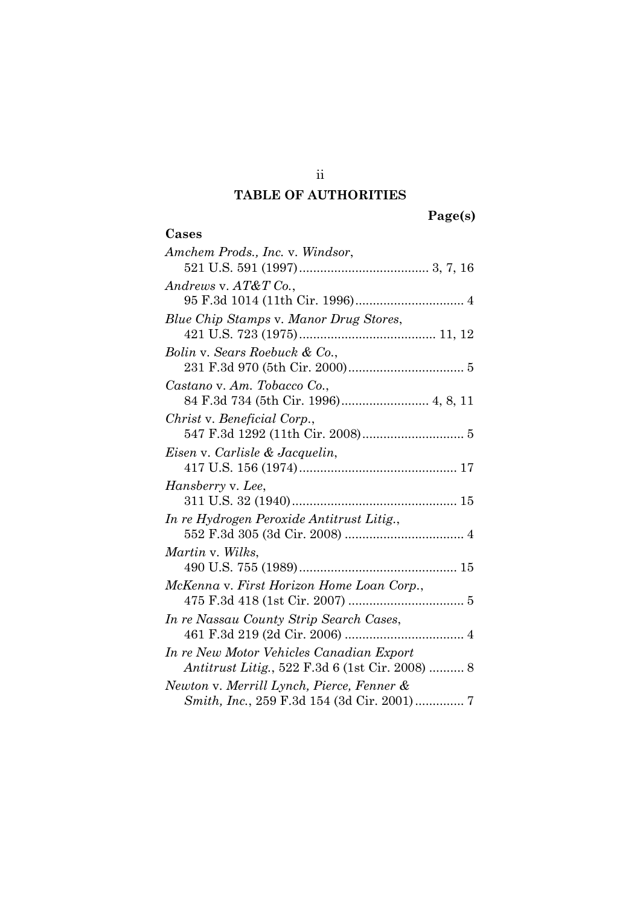# TABLE OF AUTHORITIES

**Page(s)**

**Cases**

*Amchem Prods., Inc.* v. *Windsor*,
521 U.S. 591 (1997) ..................................... 3, 7, 16

*Andrews* v. *AT&T Co.*,
95 F.3d 1014 (11th Cir. 1996) ............................... 4

*Blue Chip Stamps* v. *Manor Drug Stores*,
421 U.S. 723 (1975) ....................................... 11, 12

*Bolin* v. *Sears Roebuck & Co.*,
231 F.3d 970 (5th Cir. 2000) ................................. 5

*Castano* v. *Am. Tobacco Co.*,
84 F.3d 734 (5th Cir. 1996) ......................... 4, 8, 11

*Christ* v. *Beneficial Corp.*,
547 F.3d 1292 (11th Cir. 2008) ............................. 5

*Eisen* v. *Carlisle & Jacquelin*,
417 U.S. 156 (1974) ............................................. 17

*Hansberry* v. *Lee*,
311 U.S. 32 (1940) ............................................... 15

*In re Hydrogen Peroxide Antitrust Litig.*,
552 F.3d 305 (3d Cir. 2008) .................................. 4

*Martin* v. *Wilks*,
490 U.S. 755 (1989) ............................................. 15

*McKenna* v. *First Horizon Home Loan Corp.*,
475 F.3d 418 (1st Cir. 2007) ................................. 5

*In re Nassau County Strip Search Cases*,
461 F.3d 219 (2d Cir. 2006) .................................. 4

*In re New Motor Vehicles Canadian Export Antitrust Litig.*, 522 F.3d 6 (1st Cir. 2008) .......... 8

*Newton* v. *Merrill Lynch, Pierce, Fenner & Smith, Inc.*, 259 F.3d 154 (3d Cir. 2001) .............. 7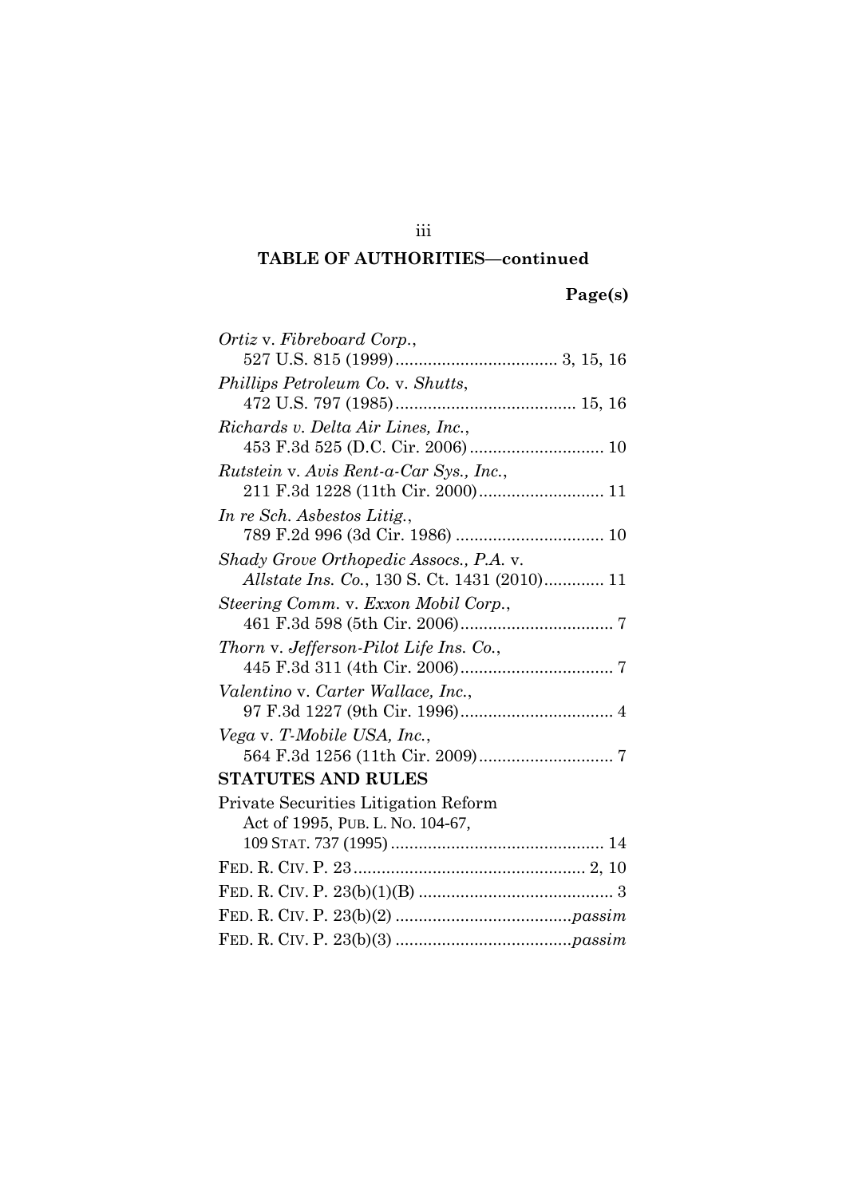**TABLE OF AUTHORITIES—continued**

**Page(s)**

*Ortiz* v. *Fibreboard Corp.*,
527 U.S. 815 (1999) .................................. 3, 15, 16

*Phillips Petroleum Co.* v. *Shutts*,
472 U.S. 797 (1985) ...................................... 15, 16

*Richards v. Delta Air Lines, Inc.*,
453 F.3d 525 (D.C. Cir. 2006) ............................ 10

*Rutstein* v. *Avis Rent-a-Car Sys., Inc.*,
211 F.3d 1228 (11th Cir. 2000) .......................... 11

*In re Sch. Asbestos Litig.*,
789 F.2d 996 (3d Cir. 1986) ............................... 10

*Shady Grove Orthopedic Assocs., P.A.* v. *Allstate Ins. Co.*, 130 S. Ct. 1431 (2010) ............ 11

*Steering Comm.* v. *Exxon Mobil Corp.*,
461 F.3d 598 (5th Cir. 2006) ................................ 7

*Thorn* v. *Jefferson-Pilot Life Ins. Co.*,
445 F.3d 311 (4th Cir. 2006) ................................ 7

*Valentino* v. *Carter Wallace, Inc.*,
97 F.3d 1227 (9th Cir. 1996) ................................ 4

*Vega* v. *T-Mobile USA, Inc.*,
564 F.3d 1256 (11th Cir. 2009) ............................ 7

**STATUTES AND RULES**

Private Securities Litigation Reform Act of 1995, PUB. L. NO. 104-67,
109 STAT. 737 (1995) ............................................ 14

FED. R. CIV. P. 23 ................................................ 2, 10

FED. R. CIV. P. 23(b)(1)(B) ........................................ 3

FED. R. CIV. P. 23(b)(2) ....................................*passim*

FED. R. CIV. P. 23(b)(3) ....................................*passim*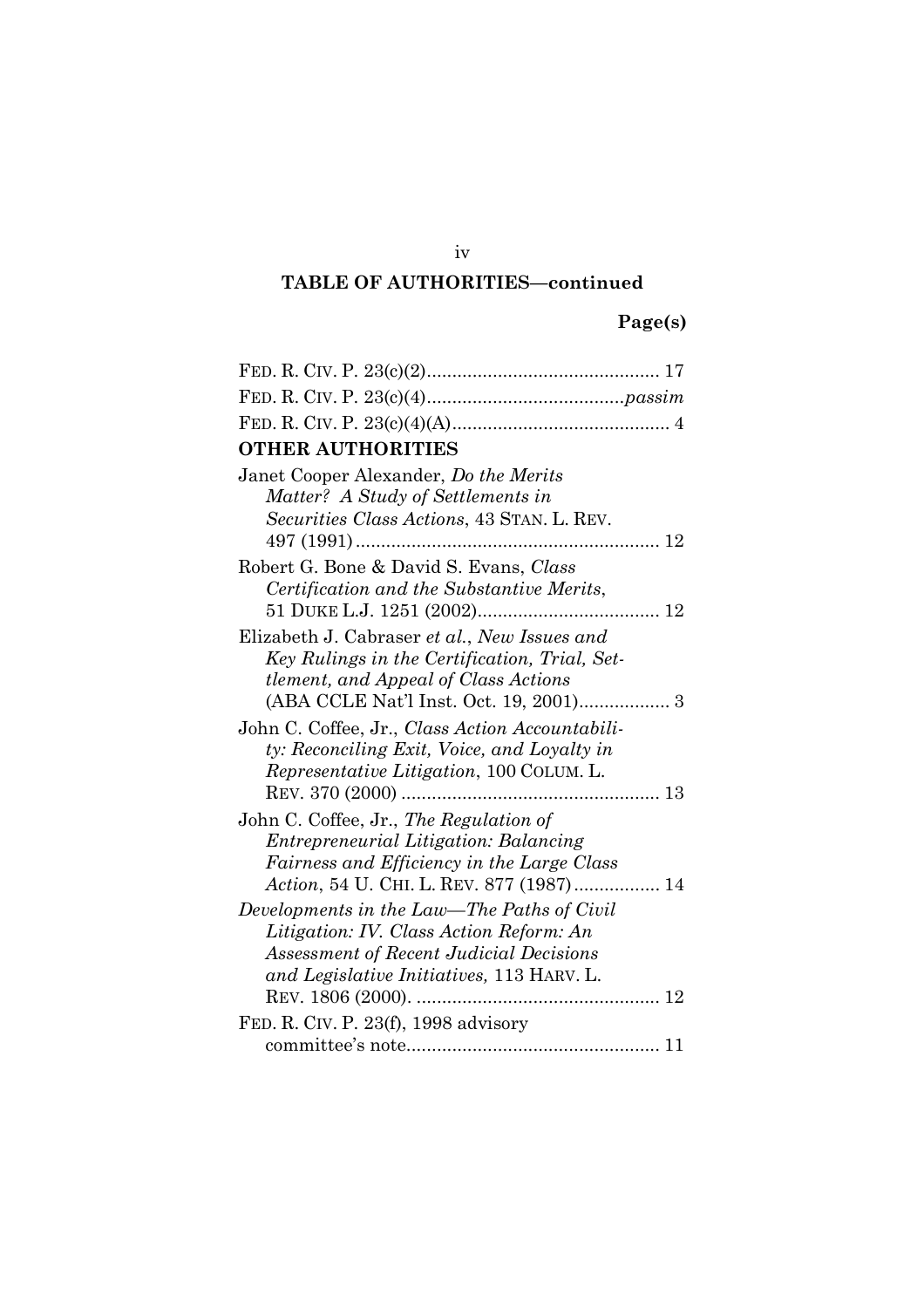## TABLE OF AUTHORITIES—continued

**Page(s)**

FED. R. CIV. P. 23(c)(2) .............................................. 17

FED. R. CIV. P. 23(c)(4) ....................................... *passim*

FED. R. CIV. P. 23(c)(4)(A) ........................................... 4

**OTHER AUTHORITIES**

Janet Cooper Alexander, *Do the Merits Matter? A Study of Settlements in Securities Class Actions*, 43 STAN. L. REV. 497 (1991) ............................................................ 12

Robert G. Bone & David S. Evans, *Class Certification and the Substantive Merits*, 51 DUKE L.J. 1251 (2002) .................................... 12

Elizabeth J. Cabraser *et al.*, *New Issues and Key Rulings in the Certification, Trial, Settlement, and Appeal of Class Actions* (ABA CCLE Nat'l Inst. Oct. 19, 2001) .................. 3

John C. Coffee, Jr., *Class Action Accountability: Reconciling Exit, Voice, and Loyalty in Representative Litigation*, 100 COLUM. L. REV. 370 (2000) ................................................... 13

John C. Coffee, Jr., *The Regulation of Entrepreneurial Litigation: Balancing Fairness and Efficiency in the Large Class Action*, 54 U. CHI. L. REV. 877 (1987) ................. 14

*Developments in the Law—The Paths of Civil Litigation: IV. Class Action Reform: An Assessment of Recent Judicial Decisions and Legislative Initiatives,* 113 HARV. L. REV. 1806 (2000). ................................................ 12

FED. R. CIV. P. 23(f), 1998 advisory committee's note .................................................. 11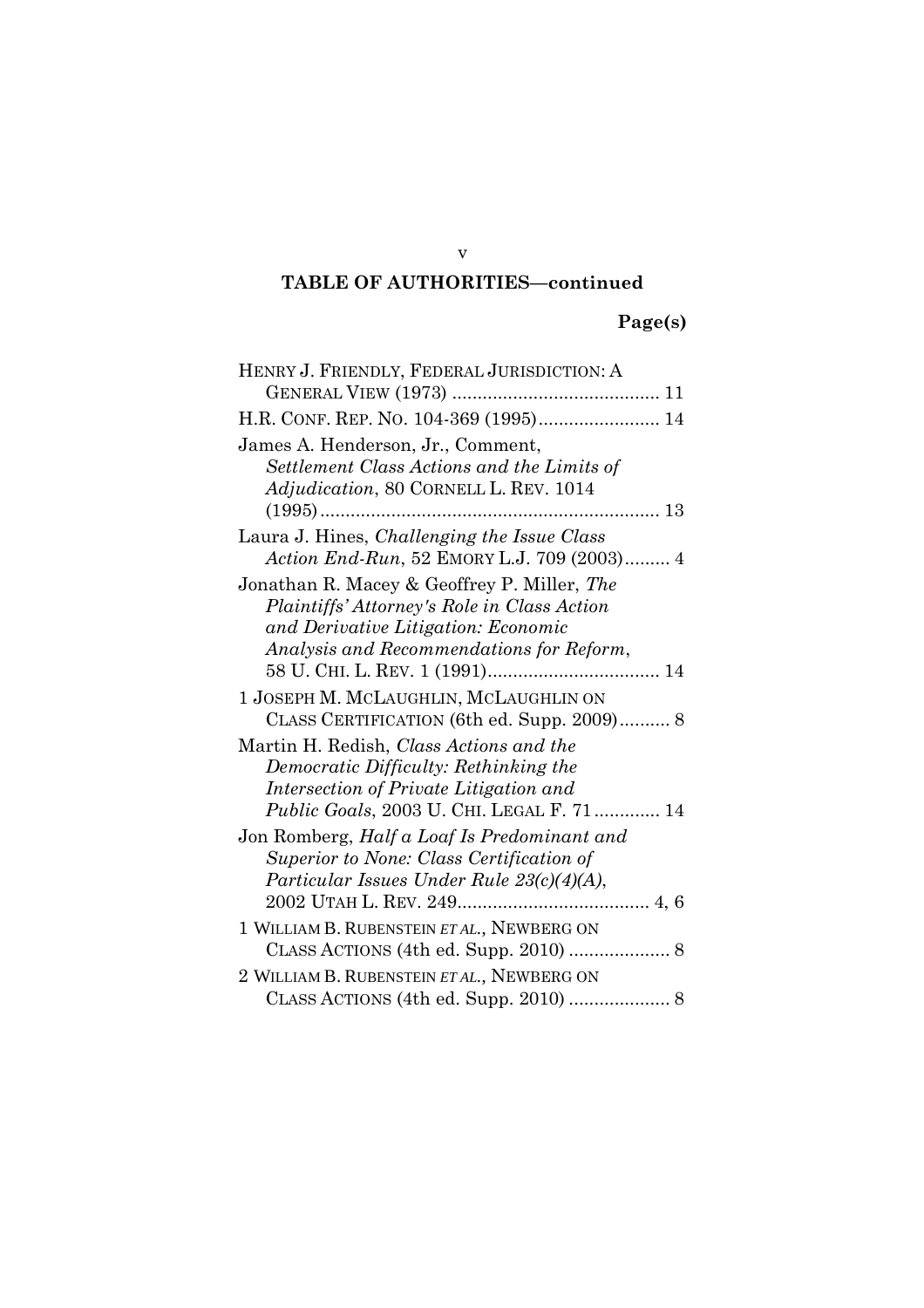**TABLE OF AUTHORITIES—continued**

**Page(s)**

HENRY J. FRIENDLY, FEDERAL JURISDICTION: A GENERAL VIEW (1973) ........................................ 11

H.R. CONF. REP. NO. 104-369 (1995)........................ 14

James A. Henderson, Jr., Comment, *Settlement Class Actions and the Limits of Adjudication*, 80 CORNELL L. REV. 1014 (1995).................................................................. 13

Laura J. Hines, *Challenging the Issue Class Action End-Run*, 52 EMORY L.J. 709 (2003)......... 4

Jonathan R. Macey & Geoffrey P. Miller, *The Plaintiffs' Attorney's Role in Class Action and Derivative Litigation: Economic Analysis and Recommendations for Reform*, 58 U. CHI. L. REV. 1 (1991).................................. 14

1 JOSEPH M. MCLAUGHLIN, MCLAUGHLIN ON CLASS CERTIFICATION (6th ed. Supp. 2009).......... 8

Martin H. Redish, *Class Actions and the Democratic Difficulty: Rethinking the Intersection of Private Litigation and Public Goals*, 2003 U. CHI. LEGAL F. 71............. 14

Jon Romberg, *Half a Loaf Is Predominant and Superior to None: Class Certification of Particular Issues Under Rule 23(c)(4)(A)*, 2002 UTAH L. REV. 249...................................... 4, 6

1 WILLIAM B. RUBENSTEIN *ET AL.*, NEWBERG ON CLASS ACTIONS (4th ed. Supp. 2010) .................... 8

2 WILLIAM B. RUBENSTEIN *ET AL.*, NEWBERG ON CLASS ACTIONS (4th ed. Supp. 2010) .................... 8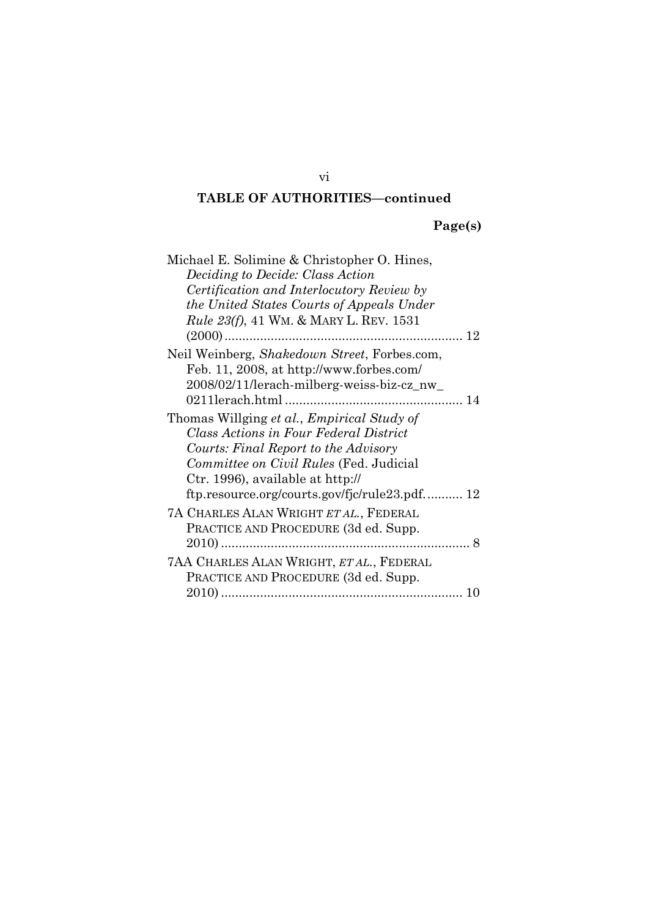## TABLE OF AUTHORITIES—continued

**Page(s)**

Michael E. Solimine & Christopher O. Hines, *Deciding to Decide: Class Action Certification and Interlocutory Review by the United States Courts of Appeals Under Rule 23(f)*, 41 WM. & MARY L. REV. 1531 (2000) .................................................................. 12

Neil Weinberg, *Shakedown Street*, Forbes.com, Feb. 11, 2008, at http://www.forbes.com/2008/02/11/lerach-milberg-weiss-biz-cz_nw_0211lerach.html ................................................. 14

Thomas Willging *et al.*, *Empirical Study of Class Actions in Four Federal District Courts: Final Report to the Advisory Committee on Civil Rules* (Fed. Judicial Ctr. 1996), available at http://ftp.resource.org/courts.gov/fjc/rule23.pdf. .......... 12

7A CHARLES ALAN WRIGHT *ET AL.*, FEDERAL PRACTICE AND PROCEDURE (3d ed. Supp. 2010) ..................................................................... 8

7AA CHARLES ALAN WRIGHT, *ET AL.*, FEDERAL PRACTICE AND PROCEDURE (3d ed. Supp. 2010) ................................................................... 10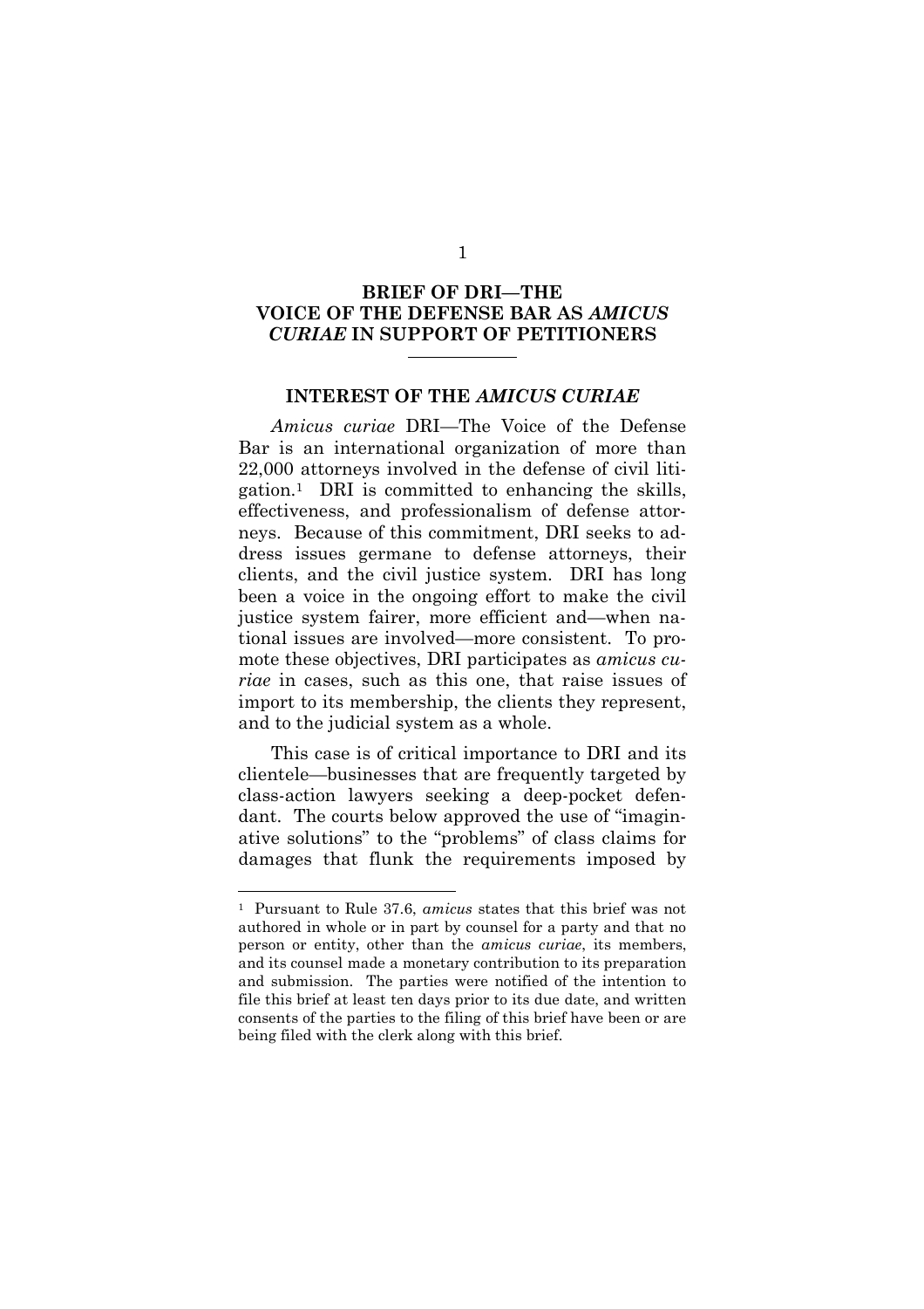# BRIEF OF DRI—THE VOICE OF THE DEFENSE BAR AS *AMICUS CURIAE* IN SUPPORT OF PETITIONERS

## INTEREST OF THE *AMICUS CURIAE*

*Amicus curiae* DRI—The Voice of the Defense Bar is an international organization of more than 22,000 attorneys involved in the defense of civil litigation.[1] DRI is committed to enhancing the skills, effectiveness, and professionalism of defense attorneys. Because of this commitment, DRI seeks to address issues germane to defense attorneys, their clients, and the civil justice system. DRI has long been a voice in the ongoing effort to make the civil justice system fairer, more efficient and—when national issues are involved—more consistent. To promote these objectives, DRI participates as *amicus curiae* in cases, such as this one, that raise issues of import to its membership, the clients they represent, and to the judicial system as a whole.

This case is of critical importance to DRI and its clientele—businesses that are frequently targeted by class-action lawyers seeking a deep-pocket defendant. The courts below approved the use of "imaginative solutions" to the "problems" of class claims for damages that flunk the requirements imposed by

---

[1] Pursuant to Rule 37.6, *amicus* states that this brief was not authored in whole or in part by counsel for a party and that no person or entity, other than the *amicus curiae*, its members, and its counsel made a monetary contribution to its preparation and submission. The parties were notified of the intention to file this brief at least ten days prior to its due date, and written consents of the parties to the filing of this brief have been or are being filed with the clerk along with this brief.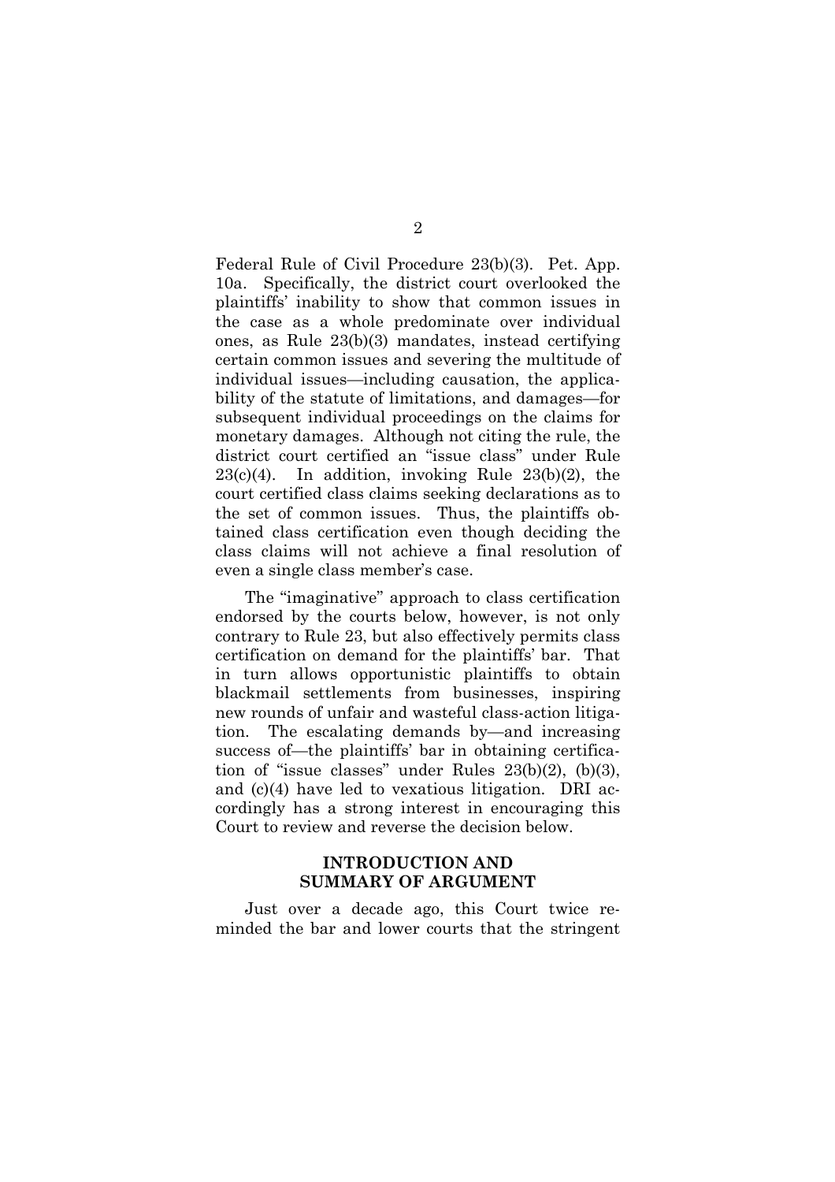Federal Rule of Civil Procedure 23(b)(3). Pet. App. 10a. Specifically, the district court overlooked the plaintiffs' inability to show that common issues in the case as a whole predominate over individual ones, as Rule 23(b)(3) mandates, instead certifying certain common issues and severing the multitude of individual issues—including causation, the applicability of the statute of limitations, and damages—for subsequent individual proceedings on the claims for monetary damages. Although not citing the rule, the district court certified an "issue class" under Rule 23(c)(4). In addition, invoking Rule 23(b)(2), the court certified class claims seeking declarations as to the set of common issues. Thus, the plaintiffs obtained class certification even though deciding the class claims will not achieve a final resolution of even a single class member's case.

The "imaginative" approach to class certification endorsed by the courts below, however, is not only contrary to Rule 23, but also effectively permits class certification on demand for the plaintiffs' bar. That in turn allows opportunistic plaintiffs to obtain blackmail settlements from businesses, inspiring new rounds of unfair and wasteful class-action litigation. The escalating demands by—and increasing success of—the plaintiffs' bar in obtaining certification of "issue classes" under Rules 23(b)(2), (b)(3), and (c)(4) have led to vexatious litigation. DRI accordingly has a strong interest in encouraging this Court to review and reverse the decision below.

## INTRODUCTION AND SUMMARY OF ARGUMENT

Just over a decade ago, this Court twice reminded the bar and lower courts that the stringent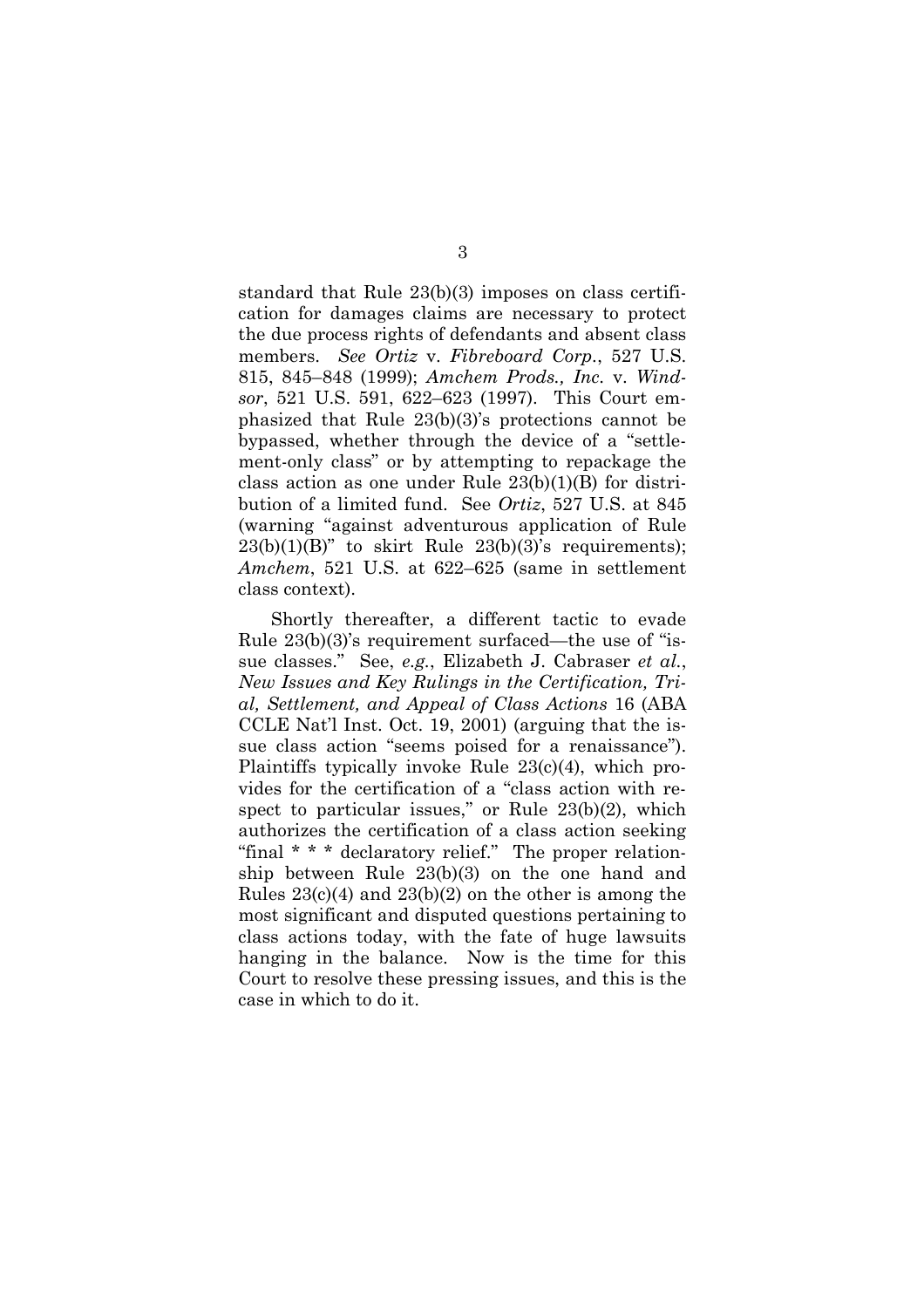standard that Rule 23(b)(3) imposes on class certification for damages claims are necessary to protect the due process rights of defendants and absent class members. *See Ortiz* v. *Fibreboard Corp.*, 527 U.S. 815, 845–848 (1999); *Amchem Prods., Inc.* v. *Windsor*, 521 U.S. 591, 622–623 (1997). This Court emphasized that Rule 23(b)(3)'s protections cannot be bypassed, whether through the device of a "settlement-only class" or by attempting to repackage the class action as one under Rule 23(b)(1)(B) for distribution of a limited fund. See *Ortiz*, 527 U.S. at 845 (warning "against adventurous application of Rule 23(b)(1)(B)" to skirt Rule 23(b)(3)'s requirements); *Amchem*, 521 U.S. at 622–625 (same in settlement class context).

Shortly thereafter, a different tactic to evade Rule 23(b)(3)'s requirement surfaced—the use of "issue classes." See, *e.g.*, Elizabeth J. Cabraser *et al.*, *New Issues and Key Rulings in the Certification, Trial, Settlement, and Appeal of Class Actions* 16 (ABA CCLE Nat'l Inst. Oct. 19, 2001) (arguing that the issue class action "seems poised for a renaissance"). Plaintiffs typically invoke Rule 23(c)(4), which provides for the certification of a "class action with respect to particular issues," or Rule 23(b)(2), which authorizes the certification of a class action seeking "final * * * declaratory relief." The proper relationship between Rule 23(b)(3) on the one hand and Rules 23(c)(4) and 23(b)(2) on the other is among the most significant and disputed questions pertaining to class actions today, with the fate of huge lawsuits hanging in the balance. Now is the time for this Court to resolve these pressing issues, and this is the case in which to do it.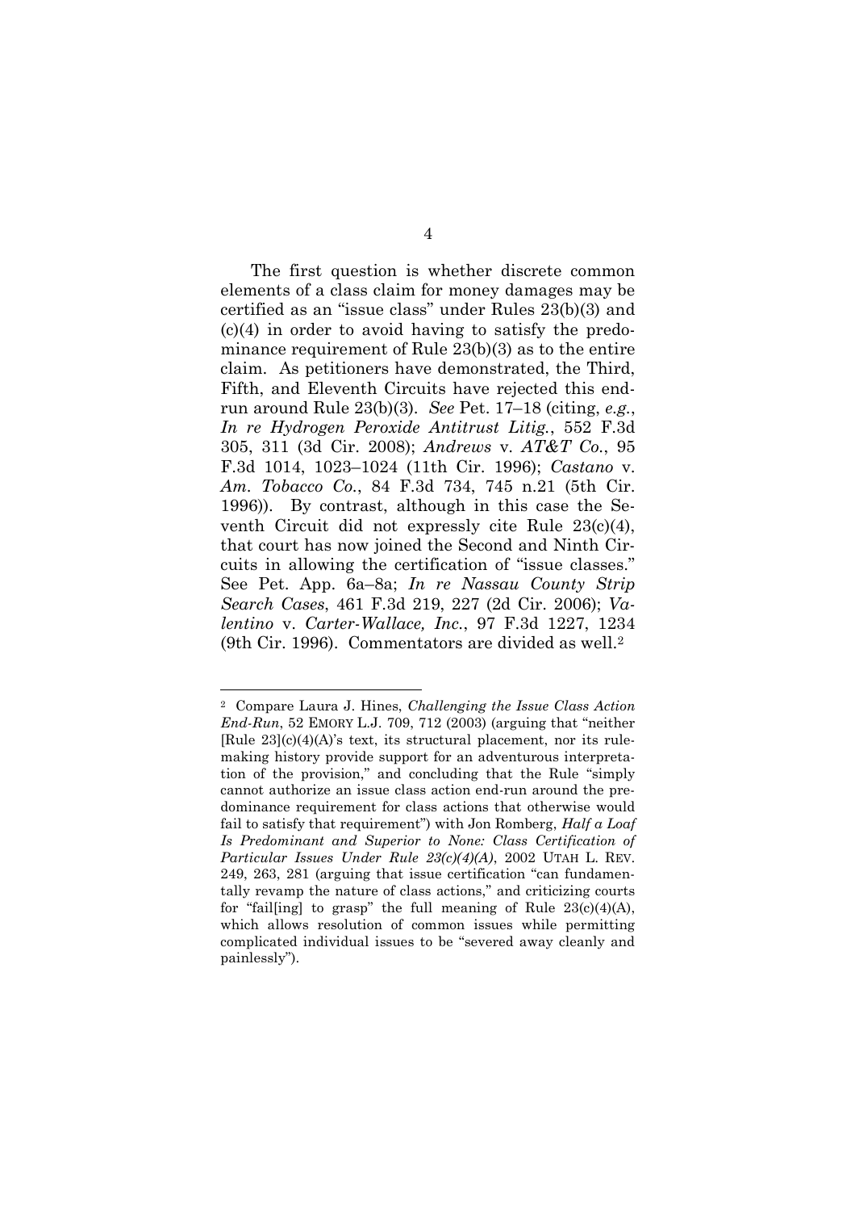The first question is whether discrete common elements of a class claim for money damages may be certified as an "issue class" under Rules 23(b)(3) and (c)(4) in order to avoid having to satisfy the predominance requirement of Rule 23(b)(3) as to the entire claim. As petitioners have demonstrated, the Third, Fifth, and Eleventh Circuits have rejected this end-run around Rule 23(b)(3). *See* Pet. 17–18 (citing, *e.g.*, *In re Hydrogen Peroxide Antitrust Litig.*, 552 F.3d 305, 311 (3d Cir. 2008); *Andrews* v. *AT&T Co.*, 95 F.3d 1014, 1023–1024 (11th Cir. 1996); *Castano* v. *Am. Tobacco Co.*, 84 F.3d 734, 745 n.21 (5th Cir. 1996)). By contrast, although in this case the Seventh Circuit did not expressly cite Rule 23(c)(4), that court has now joined the Second and Ninth Circuits in allowing the certification of "issue classes." See Pet. App. 6a–8a; *In re Nassau County Strip Search Cases*, 461 F.3d 219, 227 (2d Cir. 2006); *Valentino* v. *Carter-Wallace, Inc.*, 97 F.3d 1227, 1234 (9th Cir. 1996). Commentators are divided as well.[2]

---

[2] Compare Laura J. Hines, *Challenging the Issue Class Action End-Run*, 52 EMORY L.J. 709, 712 (2003) (arguing that "neither [Rule 23](c)(4)(A)'s text, its structural placement, nor its rule-making history provide support for an adventurous interpretation of the provision," and concluding that the Rule "simply cannot authorize an issue class action end-run around the predominance requirement for class actions that otherwise would fail to satisfy that requirement") with Jon Romberg, *Half a Loaf Is Predominant and Superior to None: Class Certification of Particular Issues Under Rule 23(c)(4)(A)*, 2002 UTAH L. REV. 249, 263, 281 (arguing that issue certification "can fundamentally revamp the nature of class actions," and criticizing courts for "fail[ing] to grasp" the full meaning of Rule 23(c)(4)(A), which allows resolution of common issues while permitting complicated individual issues to be "severed away cleanly and painlessly").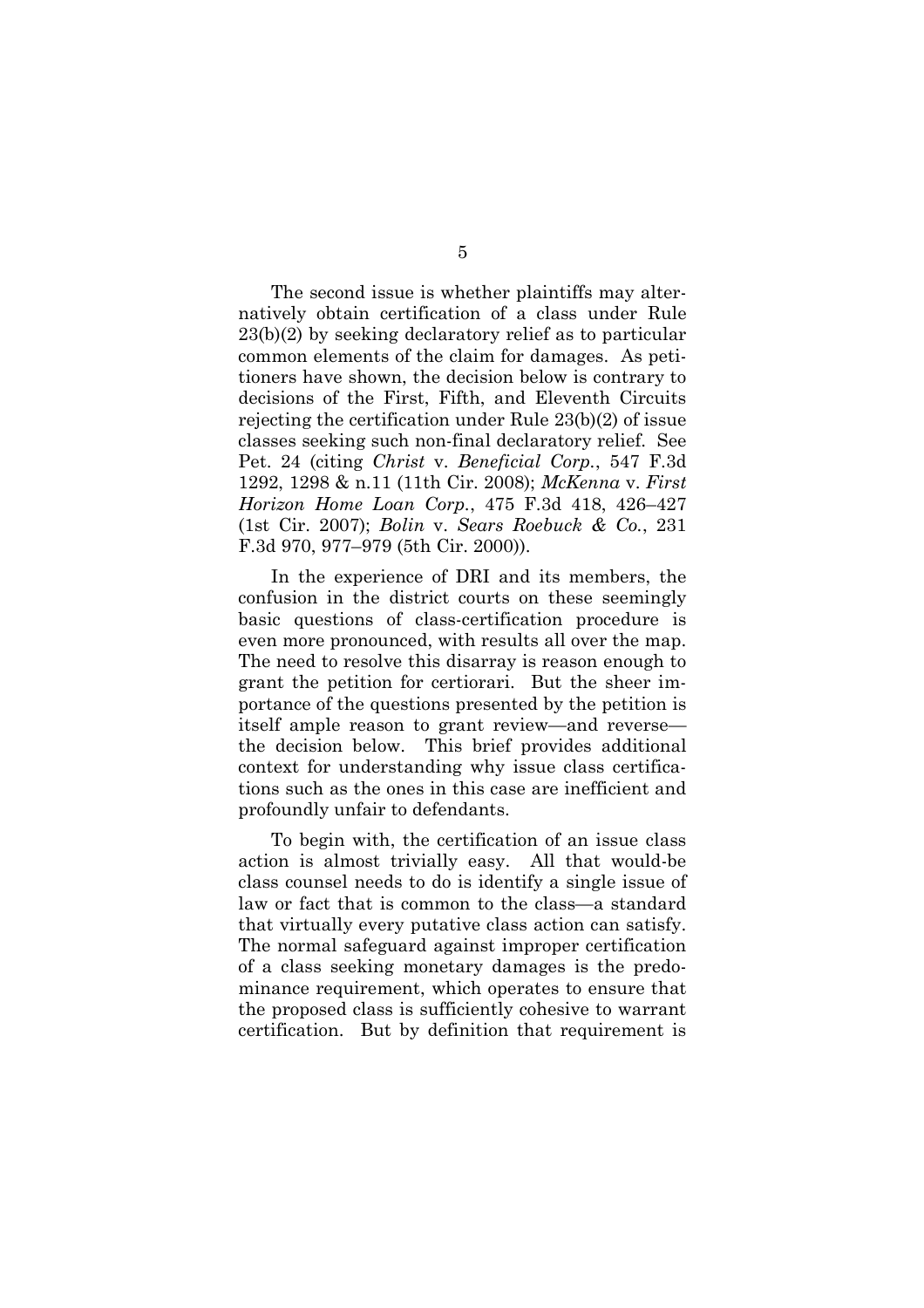The second issue is whether plaintiffs may alternatively obtain certification of a class under Rule 23(b)(2) by seeking declaratory relief as to particular common elements of the claim for damages. As petitioners have shown, the decision below is contrary to decisions of the First, Fifth, and Eleventh Circuits rejecting the certification under Rule 23(b)(2) of issue classes seeking such non-final declaratory relief. See Pet. 24 (citing *Christ* v. *Beneficial Corp.*, 547 F.3d 1292, 1298 & n.11 (11th Cir. 2008); *McKenna* v. *First Horizon Home Loan Corp.*, 475 F.3d 418, 426–427 (1st Cir. 2007); *Bolin* v. *Sears Roebuck & Co.*, 231 F.3d 970, 977–979 (5th Cir. 2000)).

In the experience of DRI and its members, the confusion in the district courts on these seemingly basic questions of class-certification procedure is even more pronounced, with results all over the map. The need to resolve this disarray is reason enough to grant the petition for certiorari. But the sheer importance of the questions presented by the petition is itself ample reason to grant review—and reverse—the decision below. This brief provides additional context for understanding why issue class certifications such as the ones in this case are inefficient and profoundly unfair to defendants.

To begin with, the certification of an issue class action is almost trivially easy. All that would-be class counsel needs to do is identify a single issue of law or fact that is common to the class—a standard that virtually every putative class action can satisfy. The normal safeguard against improper certification of a class seeking monetary damages is the predominance requirement, which operates to ensure that the proposed class is sufficiently cohesive to warrant certification. But by definition that requirement is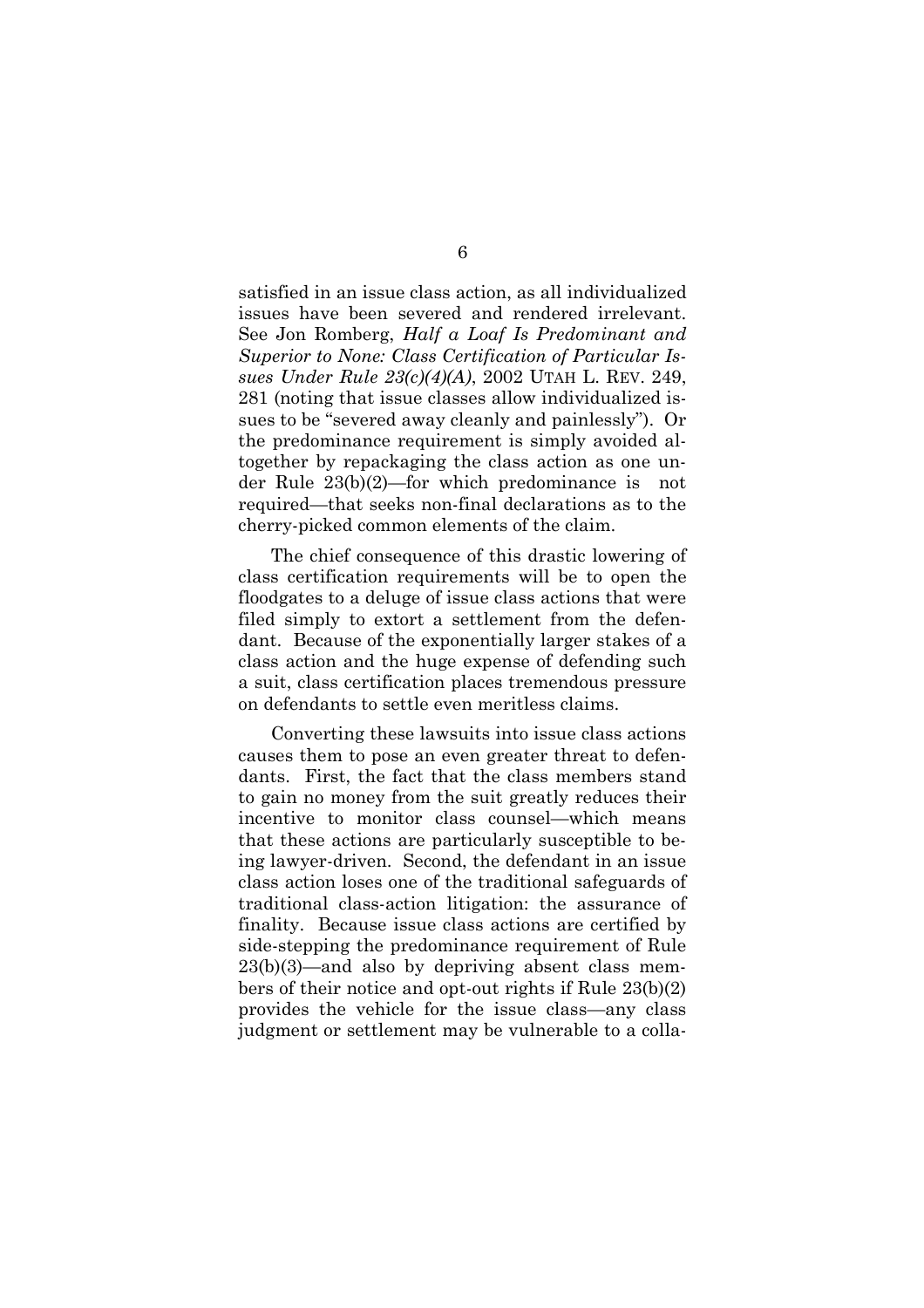satisfied in an issue class action, as all individualized issues have been severed and rendered irrelevant. See Jon Romberg, *Half a Loaf Is Predominant and Superior to None: Class Certification of Particular Issues Under Rule 23(c)(4)(A)*, 2002 UTAH L. REV. 249, 281 (noting that issue classes allow individualized issues to be "severed away cleanly and painlessly"). Or the predominance requirement is simply avoided altogether by repackaging the class action as one under Rule 23(b)(2)—for which predominance is not required—that seeks non-final declarations as to the cherry-picked common elements of the claim.

The chief consequence of this drastic lowering of class certification requirements will be to open the floodgates to a deluge of issue class actions that were filed simply to extort a settlement from the defendant. Because of the exponentially larger stakes of a class action and the huge expense of defending such a suit, class certification places tremendous pressure on defendants to settle even meritless claims.

Converting these lawsuits into issue class actions causes them to pose an even greater threat to defendants. First, the fact that the class members stand to gain no money from the suit greatly reduces their incentive to monitor class counsel—which means that these actions are particularly susceptible to being lawyer-driven. Second, the defendant in an issue class action loses one of the traditional safeguards of traditional class-action litigation: the assurance of finality. Because issue class actions are certified by side-stepping the predominance requirement of Rule 23(b)(3)—and also by depriving absent class members of their notice and opt-out rights if Rule 23(b)(2) provides the vehicle for the issue class—any class judgment or settlement may be vulnerable to a colla-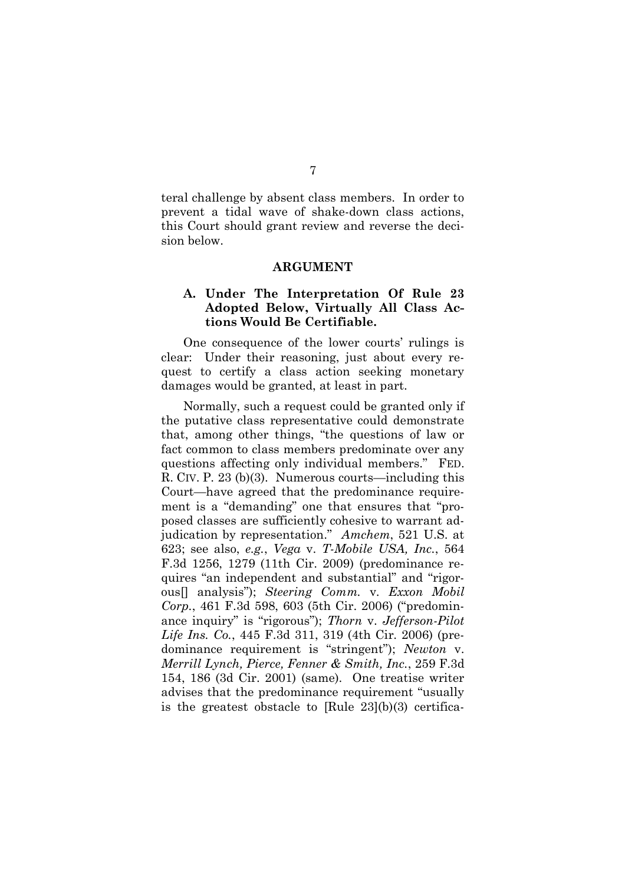teral challenge by absent class members. In order to prevent a tidal wave of shake-down class actions, this Court should grant review and reverse the decision below.

## ARGUMENT

### A. Under The Interpretation Of Rule 23 Adopted Below, Virtually All Class Actions Would Be Certifiable.

One consequence of the lower courts' rulings is clear: Under their reasoning, just about every request to certify a class action seeking monetary damages would be granted, at least in part.

Normally, such a request could be granted only if the putative class representative could demonstrate that, among other things, "the questions of law or fact common to class members predominate over any questions affecting only individual members." FED. R. CIV. P. 23 (b)(3). Numerous courts—including this Court—have agreed that the predominance requirement is a "demanding" one that ensures that "proposed classes are sufficiently cohesive to warrant adjudication by representation." *Amchem*, 521 U.S. at 623; see also, *e.g.*, *Vega* v. *T-Mobile USA, Inc.*, 564 F.3d 1256, 1279 (11th Cir. 2009) (predominance requires "an independent and substantial" and "rigorous[] analysis"); *Steering Comm.* v. *Exxon Mobil Corp.*, 461 F.3d 598, 603 (5th Cir. 2006) ("predominance inquiry" is "rigorous"); *Thorn* v. *Jefferson-Pilot Life Ins. Co.*, 445 F.3d 311, 319 (4th Cir. 2006) (predominance requirement is "stringent"); *Newton* v. *Merrill Lynch, Pierce, Fenner & Smith, Inc.*, 259 F.3d 154, 186 (3d Cir. 2001) (same). One treatise writer advises that the predominance requirement "usually is the greatest obstacle to [Rule 23](b)(3) certifica-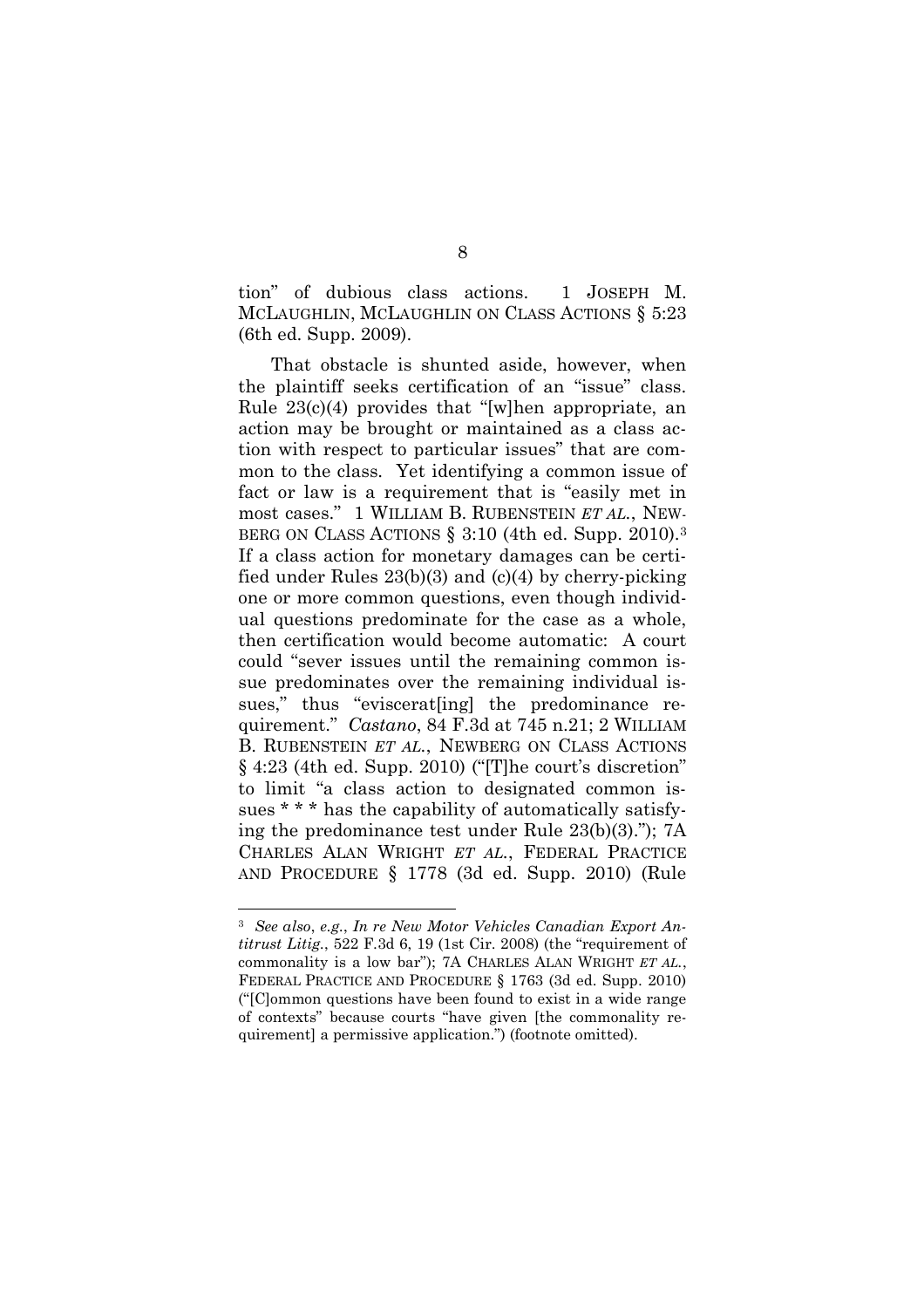tion" of dubious class actions. 1 JOSEPH M. MCLAUGHLIN, MCLAUGHLIN ON CLASS ACTIONS § 5:23 (6th ed. Supp. 2009).

That obstacle is shunted aside, however, when the plaintiff seeks certification of an "issue" class. Rule 23(c)(4) provides that "[w]hen appropriate, an action may be brought or maintained as a class action with respect to particular issues" that are common to the class. Yet identifying a common issue of fact or law is a requirement that is "easily met in most cases." 1 WILLIAM B. RUBENSTEIN *ET AL.*, NEWBERG ON CLASS ACTIONS § 3:10 (4th ed. Supp. 2010).[3] If a class action for monetary damages can be certified under Rules 23(b)(3) and (c)(4) by cherry-picking one or more common questions, even though individual questions predominate for the case as a whole, then certification would become automatic: A court could "sever issues until the remaining common issue predominates over the remaining individual issues," thus "eviscerat[ing] the predominance requirement." *Castano*, 84 F.3d at 745 n.21; 2 WILLIAM B. RUBENSTEIN *ET AL.*, NEWBERG ON CLASS ACTIONS § 4:23 (4th ed. Supp. 2010) ("[T]he court's discretion" to limit "a class action to designated common issues * * * has the capability of automatically satisfying the predominance test under Rule 23(b)(3)."); 7A CHARLES ALAN WRIGHT *ET AL.*, FEDERAL PRACTICE AND PROCEDURE § 1778 (3d ed. Supp. 2010) (Rule

---

[3] *See also*, *e.g.*, *In re New Motor Vehicles Canadian Export Antitrust Litig.*, 522 F.3d 6, 19 (1st Cir. 2008) (the "requirement of commonality is a low bar"); 7A CHARLES ALAN WRIGHT *ET AL.*, FEDERAL PRACTICE AND PROCEDURE § 1763 (3d ed. Supp. 2010) ("[C]ommon questions have been found to exist in a wide range of contexts" because courts "have given [the commonality requirement] a permissive application.") (footnote omitted).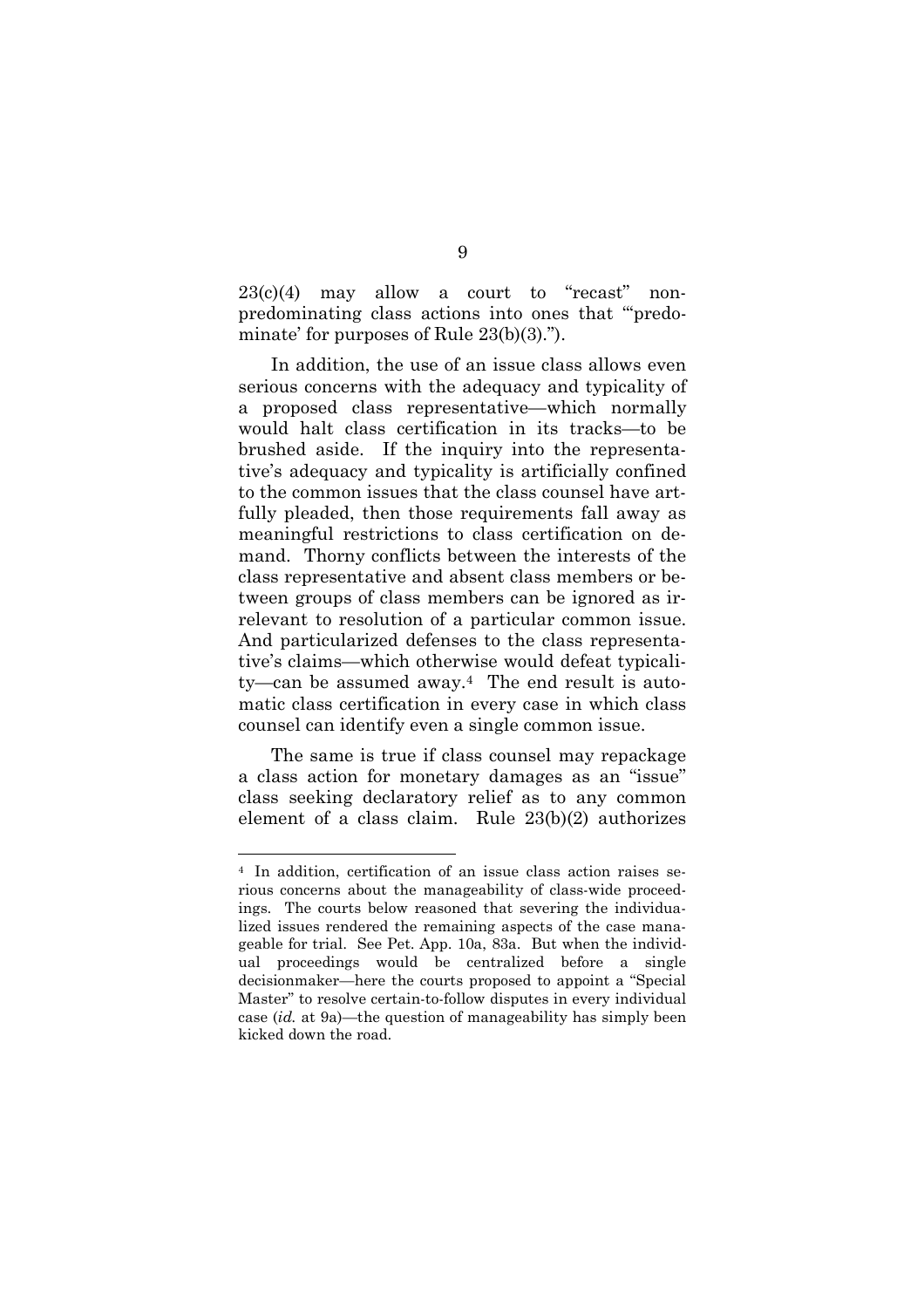23(c)(4) may allow a court to "recast" non-predominating class actions into ones that "'predominate' for purposes of Rule 23(b)(3).").

In addition, the use of an issue class allows even serious concerns with the adequacy and typicality of a proposed class representative—which normally would halt class certification in its tracks—to be brushed aside. If the inquiry into the representative's adequacy and typicality is artificially confined to the common issues that the class counsel have artfully pleaded, then those requirements fall away as meaningful restrictions to class certification on demand. Thorny conflicts between the interests of the class representative and absent class members or between groups of class members can be ignored as irrelevant to resolution of a particular common issue. And particularized defenses to the class representative's claims—which otherwise would defeat typicality—can be assumed away.[4] The end result is automatic class certification in every case in which class counsel can identify even a single common issue.

The same is true if class counsel may repackage a class action for monetary damages as an "issue" class seeking declaratory relief as to any common element of a class claim. Rule 23(b)(2) authorizes

---

[4] In addition, certification of an issue class action raises serious concerns about the manageability of class-wide proceedings. The courts below reasoned that severing the individualized issues rendered the remaining aspects of the case manageable for trial. See Pet. App. 10a, 83a. But when the individual proceedings would be centralized before a single decisionmaker—here the courts proposed to appoint a "Special Master" to resolve certain-to-follow disputes in every individual case (*id.* at 9a)—the question of manageability has simply been kicked down the road.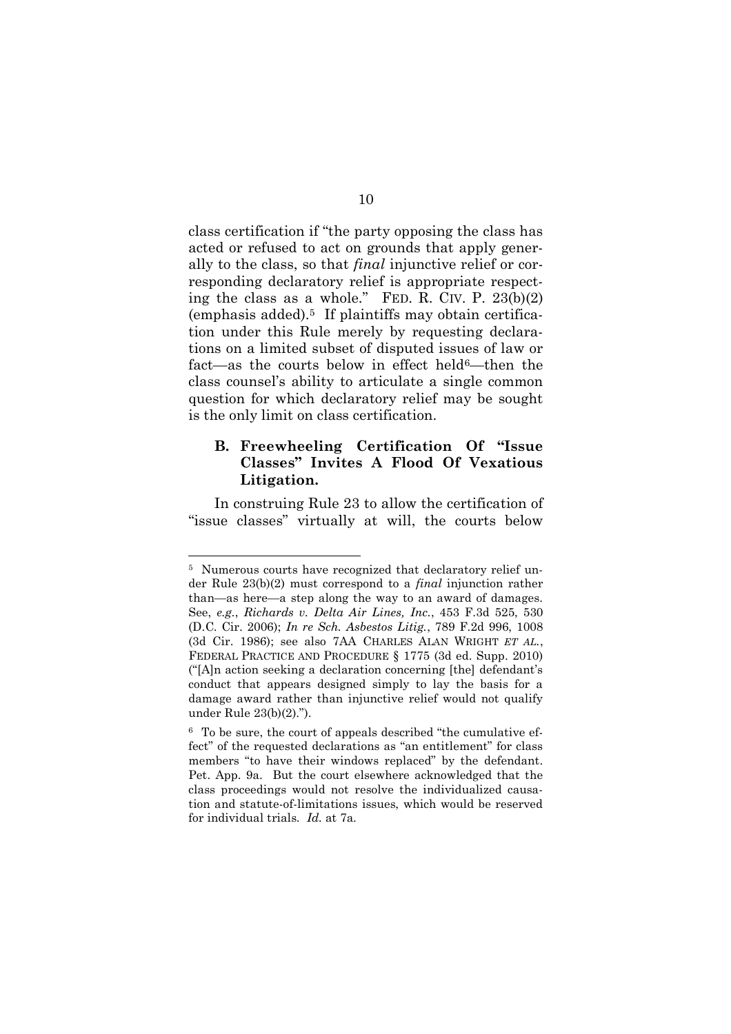class certification if "the party opposing the class has acted or refused to act on grounds that apply generally to the class, so that *final* injunctive relief or corresponding declaratory relief is appropriate respecting the class as a whole." FED. R. CIV. P. 23(b)(2) (emphasis added).[5] If plaintiffs may obtain certification under this Rule merely by requesting declarations on a limited subset of disputed issues of law or fact—as the courts below in effect held[6]—then the class counsel's ability to articulate a single common question for which declaratory relief may be sought is the only limit on class certification.

### B. Freewheeling Certification Of "Issue Classes" Invites A Flood Of Vexatious Litigation.

In construing Rule 23 to allow the certification of "issue classes" virtually at will, the courts below

---

[5] Numerous courts have recognized that declaratory relief under Rule 23(b)(2) must correspond to a *final* injunction rather than—as here—a step along the way to an award of damages. See, *e.g.*, *Richards v. Delta Air Lines, Inc.*, 453 F.3d 525, 530 (D.C. Cir. 2006); *In re Sch. Asbestos Litig.*, 789 F.2d 996, 1008 (3d Cir. 1986); see also 7AA CHARLES ALAN WRIGHT *ET AL.*, FEDERAL PRACTICE AND PROCEDURE § 1775 (3d ed. Supp. 2010) ("[A]n action seeking a declaration concerning [the] defendant's conduct that appears designed simply to lay the basis for a damage award rather than injunctive relief would not qualify under Rule 23(b)(2).").

[6] To be sure, the court of appeals described "the cumulative effect" of the requested declarations as "an entitlement" for class members "to have their windows replaced" by the defendant. Pet. App. 9a. But the court elsewhere acknowledged that the class proceedings would not resolve the individualized causation and statute-of-limitations issues, which would be reserved for individual trials. *Id.* at 7a.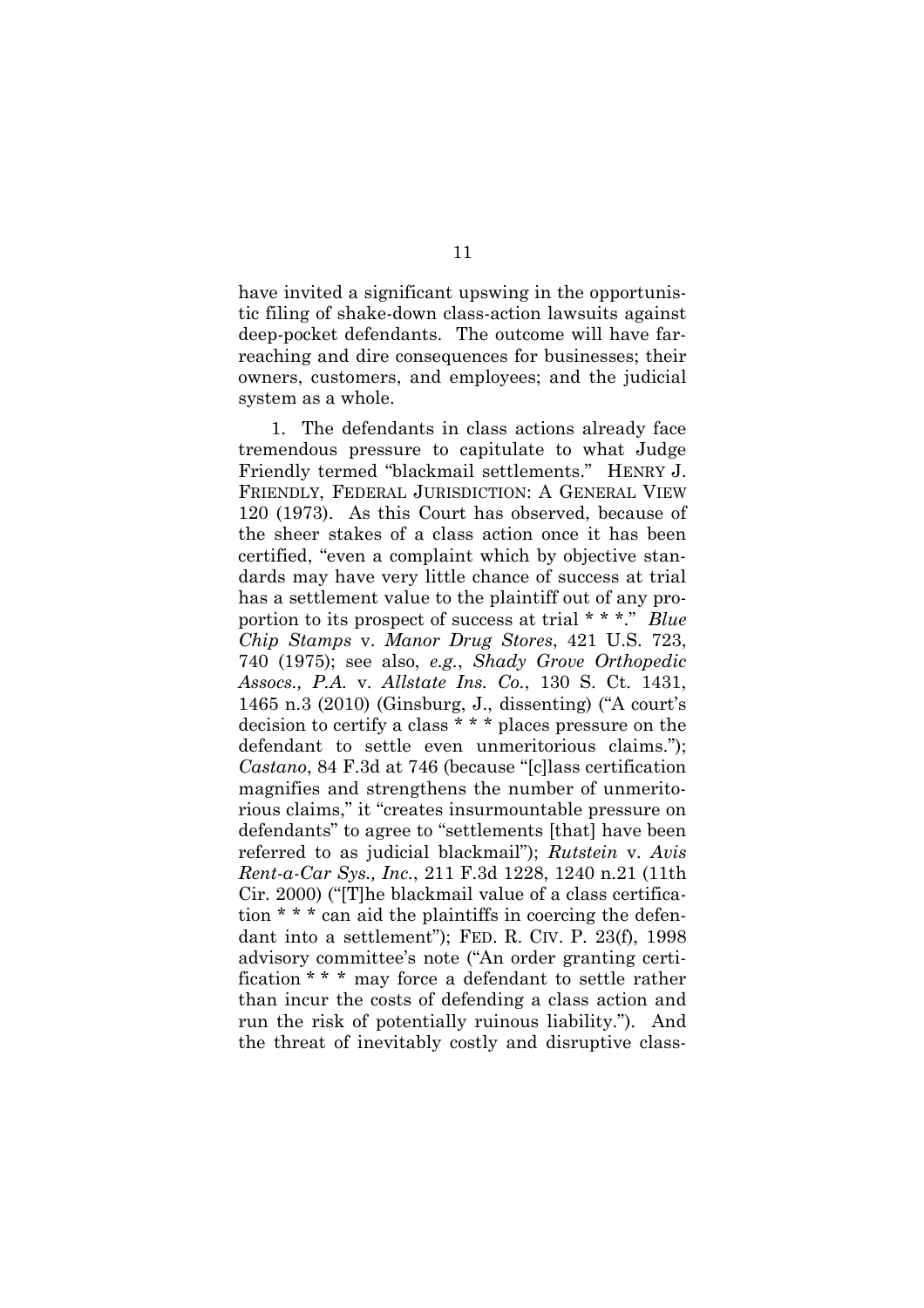have invited a significant upswing in the opportunistic filing of shake-down class-action lawsuits against deep-pocket defendants. The outcome will have far-reaching and dire consequences for businesses; their owners, customers, and employees; and the judicial system as a whole.

1. The defendants in class actions already face tremendous pressure to capitulate to what Judge Friendly termed "blackmail settlements." HENRY J. FRIENDLY, FEDERAL JURISDICTION: A GENERAL VIEW 120 (1973). As this Court has observed, because of the sheer stakes of a class action once it has been certified, "even a complaint which by objective standards may have very little chance of success at trial has a settlement value to the plaintiff out of any proportion to its prospect of success at trial * * *." *Blue Chip Stamps* v. *Manor Drug Stores*, 421 U.S. 723, 740 (1975); see also, *e.g.*, *Shady Grove Orthopedic Assocs., P.A.* v. *Allstate Ins. Co.*, 130 S. Ct. 1431, 1465 n.3 (2010) (Ginsburg, J., dissenting) ("A court's decision to certify a class * * * places pressure on the defendant to settle even unmeritorious claims."); *Castano*, 84 F.3d at 746 (because "[c]lass certification magnifies and strengthens the number of unmeritorious claims," it "creates insurmountable pressure on defendants" to agree to "settlements [that] have been referred to as judicial blackmail"); *Rutstein* v. *Avis Rent-a-Car Sys., Inc.*, 211 F.3d 1228, 1240 n.21 (11th Cir. 2000) ("[T]he blackmail value of a class certification * * * can aid the plaintiffs in coercing the defendant into a settlement"); FED. R. CIV. P. 23(f), 1998 advisory committee's note ("An order granting certification * * * may force a defendant to settle rather than incur the costs of defending a class action and run the risk of potentially ruinous liability."). And the threat of inevitably costly and disruptive class-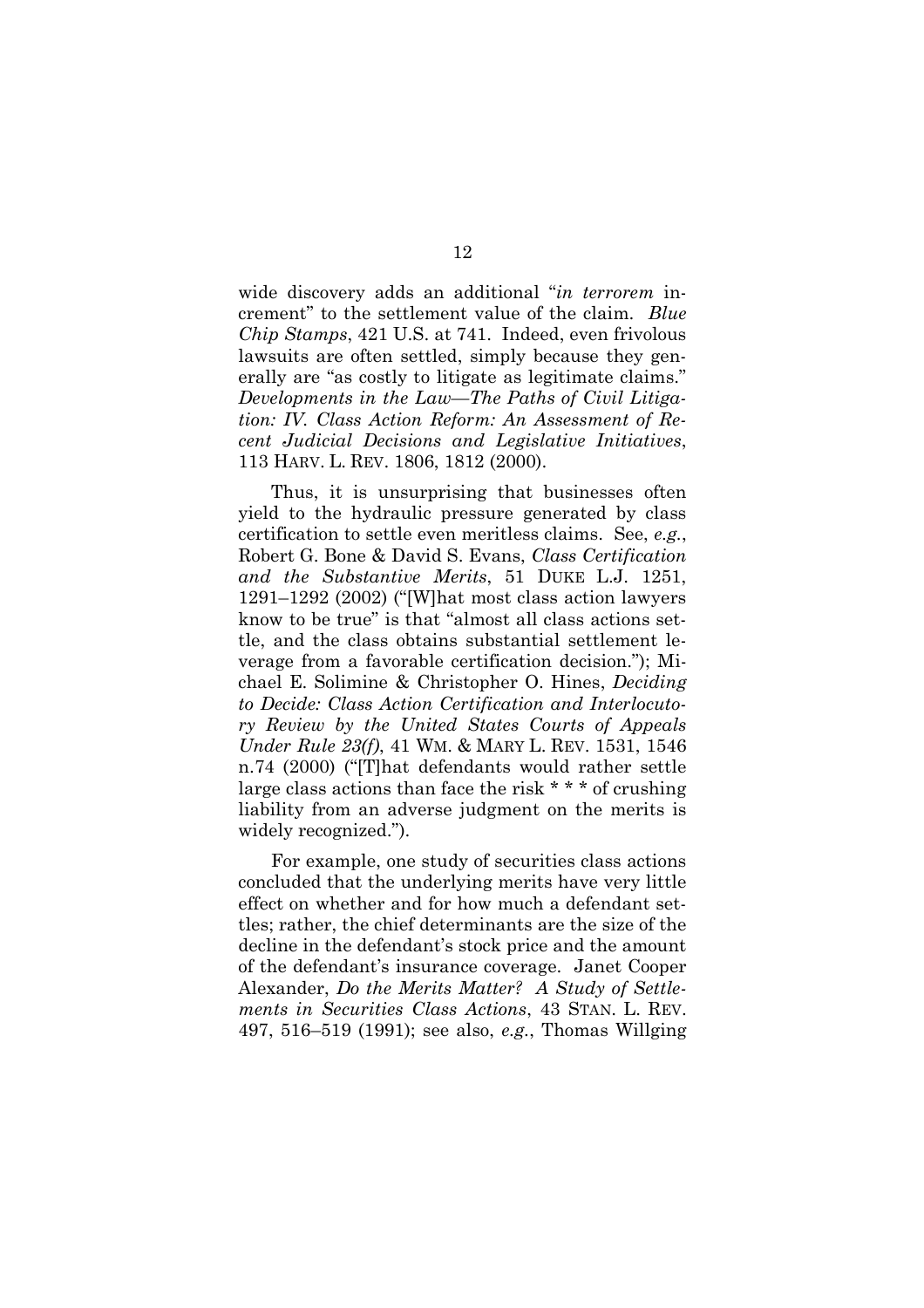wide discovery adds an additional "*in terrorem* increment" to the settlement value of the claim. *Blue Chip Stamps*, 421 U.S. at 741. Indeed, even frivolous lawsuits are often settled, simply because they generally are "as costly to litigate as legitimate claims." *Developments in the Law—The Paths of Civil Litigation: IV. Class Action Reform: An Assessment of Recent Judicial Decisions and Legislative Initiatives*, 113 HARV. L. REV. 1806, 1812 (2000).

Thus, it is unsurprising that businesses often yield to the hydraulic pressure generated by class certification to settle even meritless claims. See, *e.g.*, Robert G. Bone & David S. Evans, *Class Certification and the Substantive Merits*, 51 DUKE L.J. 1251, 1291–1292 (2002) ("[W]hat most class action lawyers know to be true" is that "almost all class actions settle, and the class obtains substantial settlement leverage from a favorable certification decision."); Michael E. Solimine & Christopher O. Hines, *Deciding to Decide: Class Action Certification and Interlocutory Review by the United States Courts of Appeals Under Rule 23(f)*, 41 WM. & MARY L. REV. 1531, 1546 n.74 (2000) ("[T]hat defendants would rather settle large class actions than face the risk * * * of crushing liability from an adverse judgment on the merits is widely recognized.").

For example, one study of securities class actions concluded that the underlying merits have very little effect on whether and for how much a defendant settles; rather, the chief determinants are the size of the decline in the defendant's stock price and the amount of the defendant's insurance coverage. Janet Cooper Alexander, *Do the Merits Matter? A Study of Settlements in Securities Class Actions*, 43 STAN. L. REV. 497, 516–519 (1991); see also, *e.g.*, Thomas Willging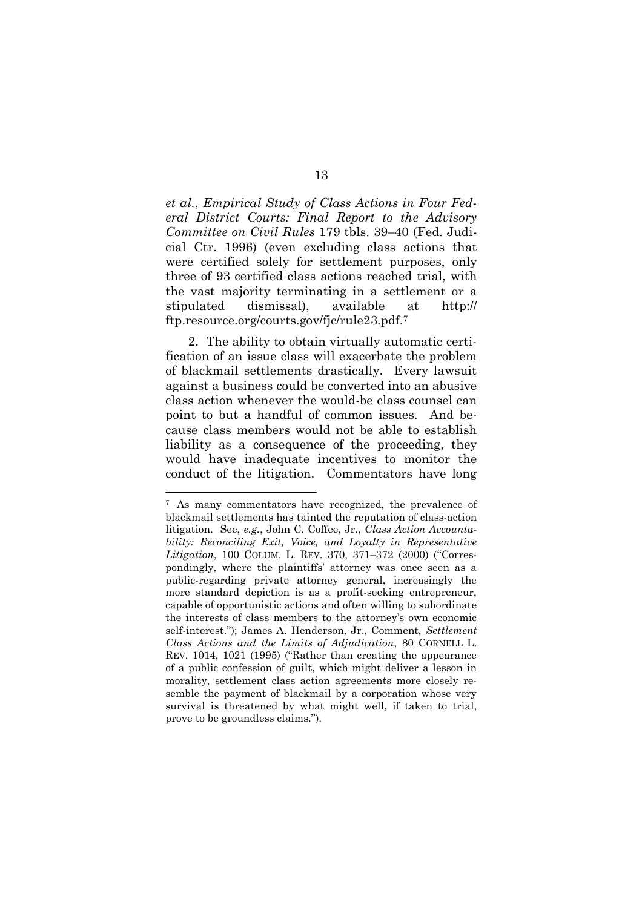*et al.*, *Empirical Study of Class Actions in Four Federal District Courts: Final Report to the Advisory Committee on Civil Rules* 179 tbls. 39–40 (Fed. Judicial Ctr. 1996) (even excluding class actions that were certified solely for settlement purposes, only three of 93 certified class actions reached trial, with the vast majority terminating in a settlement or a stipulated dismissal), available at http://ftp.resource.org/courts.gov/fjc/rule23.pdf.[7]

2. The ability to obtain virtually automatic certification of an issue class will exacerbate the problem of blackmail settlements drastically. Every lawsuit against a business could be converted into an abusive class action whenever the would-be class counsel can point to but a handful of common issues. And because class members would not be able to establish liability as a consequence of the proceeding, they would have inadequate incentives to monitor the conduct of the litigation. Commentators have long

---

[7] As many commentators have recognized, the prevalence of blackmail settlements has tainted the reputation of class-action litigation. See, *e.g.*, John C. Coffee, Jr., *Class Action Accountability: Reconciling Exit, Voice, and Loyalty in Representative Litigation*, 100 COLUM. L. REV. 370, 371–372 (2000) ("Correspondingly, where the plaintiffs' attorney was once seen as a public-regarding private attorney general, increasingly the more standard depiction is as a profit-seeking entrepreneur, capable of opportunistic actions and often willing to subordinate the interests of class members to the attorney's own economic self-interest."); James A. Henderson, Jr., Comment, *Settlement Class Actions and the Limits of Adjudication*, 80 CORNELL L. REV. 1014, 1021 (1995) ("Rather than creating the appearance of a public confession of guilt, which might deliver a lesson in morality, settlement class action agreements more closely resemble the payment of blackmail by a corporation whose very survival is threatened by what might well, if taken to trial, prove to be groundless claims.").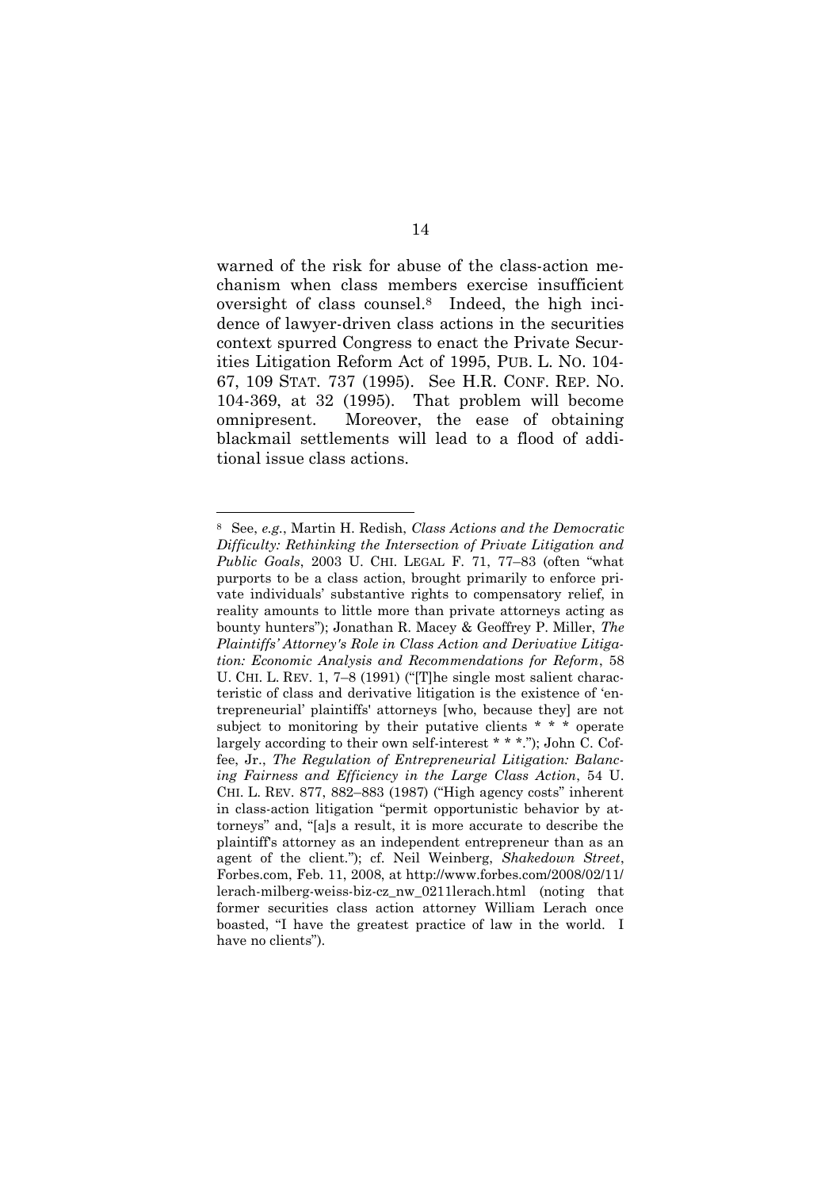warned of the risk for abuse of the class-action mechanism when class members exercise insufficient oversight of class counsel.[8] Indeed, the high incidence of lawyer-driven class actions in the securities context spurred Congress to enact the Private Securities Litigation Reform Act of 1995, PUB. L. NO. 104-67, 109 STAT. 737 (1995). See H.R. CONF. REP. NO. 104-369, at 32 (1995). That problem will become omnipresent. Moreover, the ease of obtaining blackmail settlements will lead to a flood of additional issue class actions.

---

[8] See, *e.g.*, Martin H. Redish, *Class Actions and the Democratic Difficulty: Rethinking the Intersection of Private Litigation and Public Goals*, 2003 U. CHI. LEGAL F. 71, 77–83 (often "what purports to be a class action, brought primarily to enforce private individuals' substantive rights to compensatory relief, in reality amounts to little more than private attorneys acting as bounty hunters"); Jonathan R. Macey & Geoffrey P. Miller, *The Plaintiffs' Attorney's Role in Class Action and Derivative Litigation: Economic Analysis and Recommendations for Reform*, 58 U. CHI. L. REV. 1, 7–8 (1991) ("[T]he single most salient characteristic of class and derivative litigation is the existence of 'entrepreneurial' plaintiffs' attorneys [who, because they] are not subject to monitoring by their putative clients * * * operate largely according to their own self-interest * * *."); John C. Coffee, Jr., *The Regulation of Entrepreneurial Litigation: Balancing Fairness and Efficiency in the Large Class Action*, 54 U. CHI. L. REV. 877, 882–883 (1987) ("High agency costs" inherent in class-action litigation "permit opportunistic behavior by attorneys" and, "[a]s a result, it is more accurate to describe the plaintiff's attorney as an independent entrepreneur than as an agent of the client."); cf. Neil Weinberg, *Shakedown Street*, Forbes.com, Feb. 11, 2008, at http://www.forbes.com/2008/02/11/lerach-milberg-weiss-biz-cz_nw_0211lerach.html (noting that former securities class action attorney William Lerach once boasted, "I have the greatest practice of law in the world. I have no clients").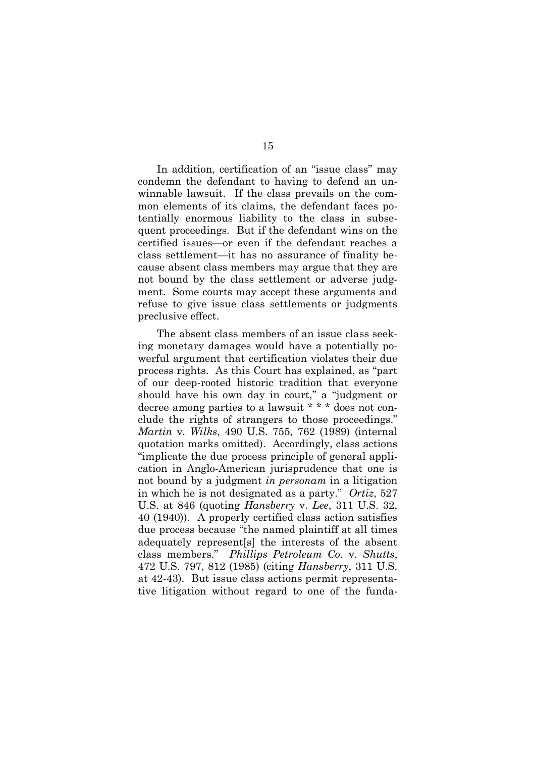In addition, certification of an "issue class" may condemn the defendant to having to defend an unwinnable lawsuit. If the class prevails on the common elements of its claims, the defendant faces potentially enormous liability to the class in subsequent proceedings. But if the defendant wins on the certified issues—or even if the defendant reaches a class settlement—it has no assurance of finality because absent class members may argue that they are not bound by the class settlement or adverse judgment. Some courts may accept these arguments and refuse to give issue class settlements or judgments preclusive effect.

The absent class members of an issue class seeking monetary damages would have a potentially powerful argument that certification violates their due process rights. As this Court has explained, as "part of our deep-rooted historic tradition that everyone should have his own day in court," a "judgment or decree among parties to a lawsuit * * * does not conclude the rights of strangers to those proceedings." *Martin* v. *Wilks*, 490 U.S. 755, 762 (1989) (internal quotation marks omitted). Accordingly, class actions "implicate the due process principle of general application in Anglo-American jurisprudence that one is not bound by a judgment *in personam* in a litigation in which he is not designated as a party." *Ortiz*, 527 U.S. at 846 (quoting *Hansberry* v. *Lee*, 311 U.S. 32, 40 (1940)). A properly certified class action satisfies due process because "the named plaintiff at all times adequately represent[s] the interests of the absent class members." *Phillips Petroleum Co.* v. *Shutts*, 472 U.S. 797, 812 (1985) (citing *Hansberry*, 311 U.S. at 42-43). But issue class actions permit representative litigation without regard to one of the funda-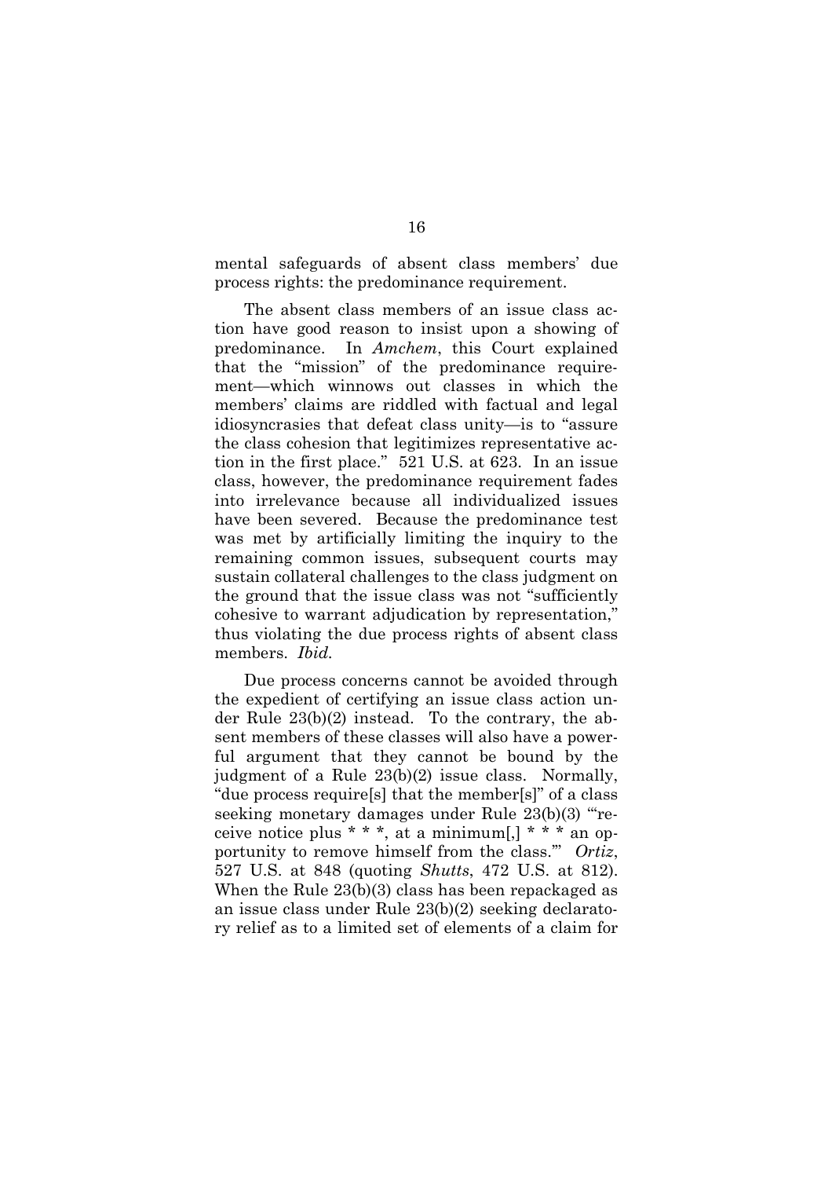mental safeguards of absent class members' due process rights: the predominance requirement.

The absent class members of an issue class action have good reason to insist upon a showing of predominance. In *Amchem*, this Court explained that the "mission" of the predominance requirement—which winnows out classes in which the members' claims are riddled with factual and legal idiosyncrasies that defeat class unity—is to "assure the class cohesion that legitimizes representative action in the first place." 521 U.S. at 623. In an issue class, however, the predominance requirement fades into irrelevance because all individualized issues have been severed. Because the predominance test was met by artificially limiting the inquiry to the remaining common issues, subsequent courts may sustain collateral challenges to the class judgment on the ground that the issue class was not "sufficiently cohesive to warrant adjudication by representation," thus violating the due process rights of absent class members. *Ibid.*

Due process concerns cannot be avoided through the expedient of certifying an issue class action under Rule 23(b)(2) instead. To the contrary, the absent members of these classes will also have a powerful argument that they cannot be bound by the judgment of a Rule 23(b)(2) issue class. Normally, "due process require[s] that the member[s]" of a class seeking monetary damages under Rule 23(b)(3) "'receive notice plus * * *, at a minimum[,] * * * an opportunity to remove himself from the class.'" *Ortiz*, 527 U.S. at 848 (quoting *Shutts*, 472 U.S. at 812). When the Rule 23(b)(3) class has been repackaged as an issue class under Rule 23(b)(2) seeking declaratory relief as to a limited set of elements of a claim for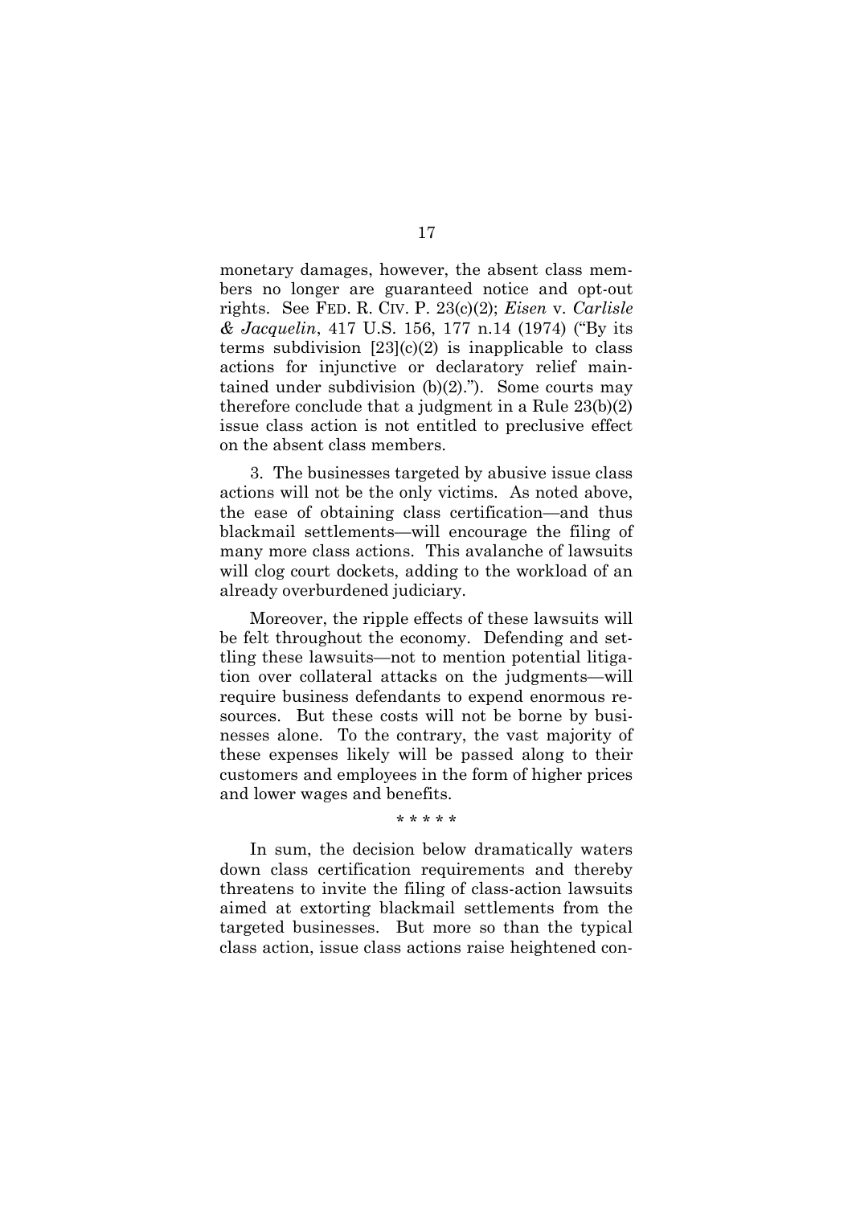monetary damages, however, the absent class members no longer are guaranteed notice and opt-out rights. See FED. R. CIV. P. 23(c)(2); *Eisen* v. *Carlisle & Jacquelin*, 417 U.S. 156, 177 n.14 (1974) ("By its terms subdivision [23](c)(2) is inapplicable to class actions for injunctive or declaratory relief maintained under subdivision (b)(2)."). Some courts may therefore conclude that a judgment in a Rule 23(b)(2) issue class action is not entitled to preclusive effect on the absent class members.

3. The businesses targeted by abusive issue class actions will not be the only victims. As noted above, the ease of obtaining class certification—and thus blackmail settlements—will encourage the filing of many more class actions. This avalanche of lawsuits will clog court dockets, adding to the workload of an already overburdened judiciary.

Moreover, the ripple effects of these lawsuits will be felt throughout the economy. Defending and settling these lawsuits—not to mention potential litigation over collateral attacks on the judgments—will require business defendants to expend enormous resources. But these costs will not be borne by businesses alone. To the contrary, the vast majority of these expenses likely will be passed along to their customers and employees in the form of higher prices and lower wages and benefits.

\* \* \* \* \*

In sum, the decision below dramatically waters down class certification requirements and thereby threatens to invite the filing of class-action lawsuits aimed at extorting blackmail settlements from the targeted businesses. But more so than the typical class action, issue class actions raise heightened con-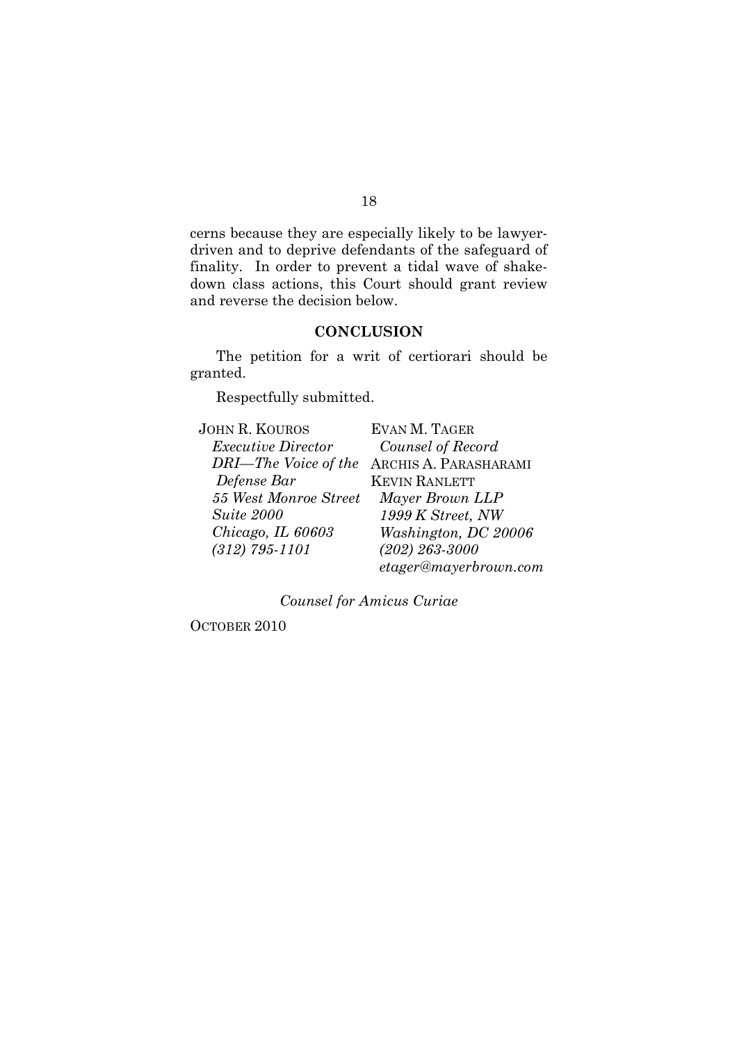cerns because they are especially likely to be lawyer-driven and to deprive defendants of the safeguard of finality. In order to prevent a tidal wave of shake-down class actions, this Court should grant review and reverse the decision below.

## CONCLUSION

The petition for a writ of certiorari should be granted.

Respectfully submitted.

JOHN R. KOUROS
*Executive Director*
*DRI—The Voice of the Defense Bar*
*55 West Monroe Street*
*Suite 2000*
*Chicago, IL 60603*
*(312) 795-1101*

EVAN M. TAGER
*Counsel of Record*
ARCHIS A. PARASHARAMI
KEVIN RANLETT
*Mayer Brown LLP*
*1999 K Street, NW*
*Washington, DC 20006*
*(202) 263-3000*
*etager@mayerbrown.com*

*Counsel for Amicus Curiae*

OCTOBER 2010